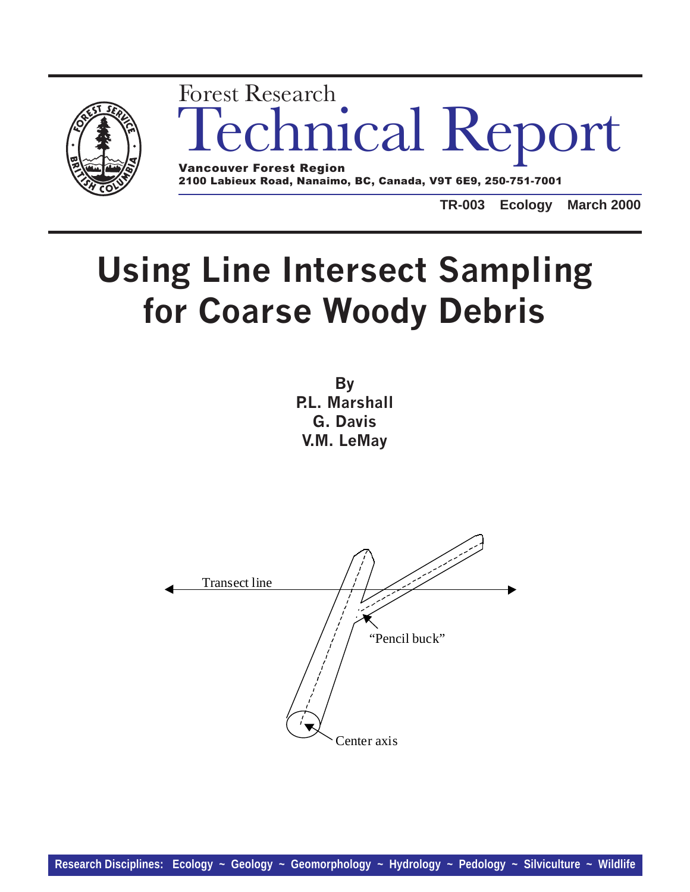Forest Research

# Technical Report

**Vancouver Forest Region**
**2100 Labieux Road, Nanaimo, BC, Canada, V9T 6E9, 250-751-7001**

**TR-003 Ecology March 2000**

# Using Line Intersect Sampling for Coarse Woody Debris

**By**
**P.L. Marshall**
**G. Davis**
**V.M. LeMay**

Transect line

"Pencil buck"

Center axis

**Research Disciplines: Ecology ~ Geology ~ Geomorphology ~ Hydrology ~ Pedology ~ Silviculture ~ Wildlife**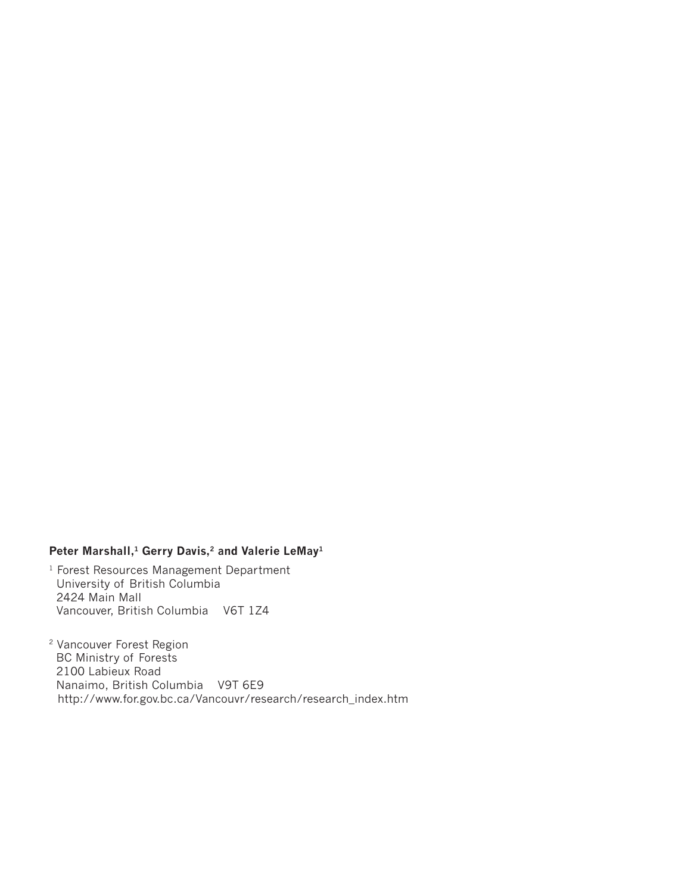**Peter Marshall,[1] Gerry Davis,[2] and Valerie LeMay[1]**

[1] Forest Resources Management Department
University of British Columbia
2424 Main Mall
Vancouver, British Columbia V6T 1Z4

[2] Vancouver Forest Region
BC Ministry of Forests
2100 Labieux Road
Nanaimo, British Columbia V9T 6E9
http://www.for.gov.bc.ca/Vancouvr/research/research_index.htm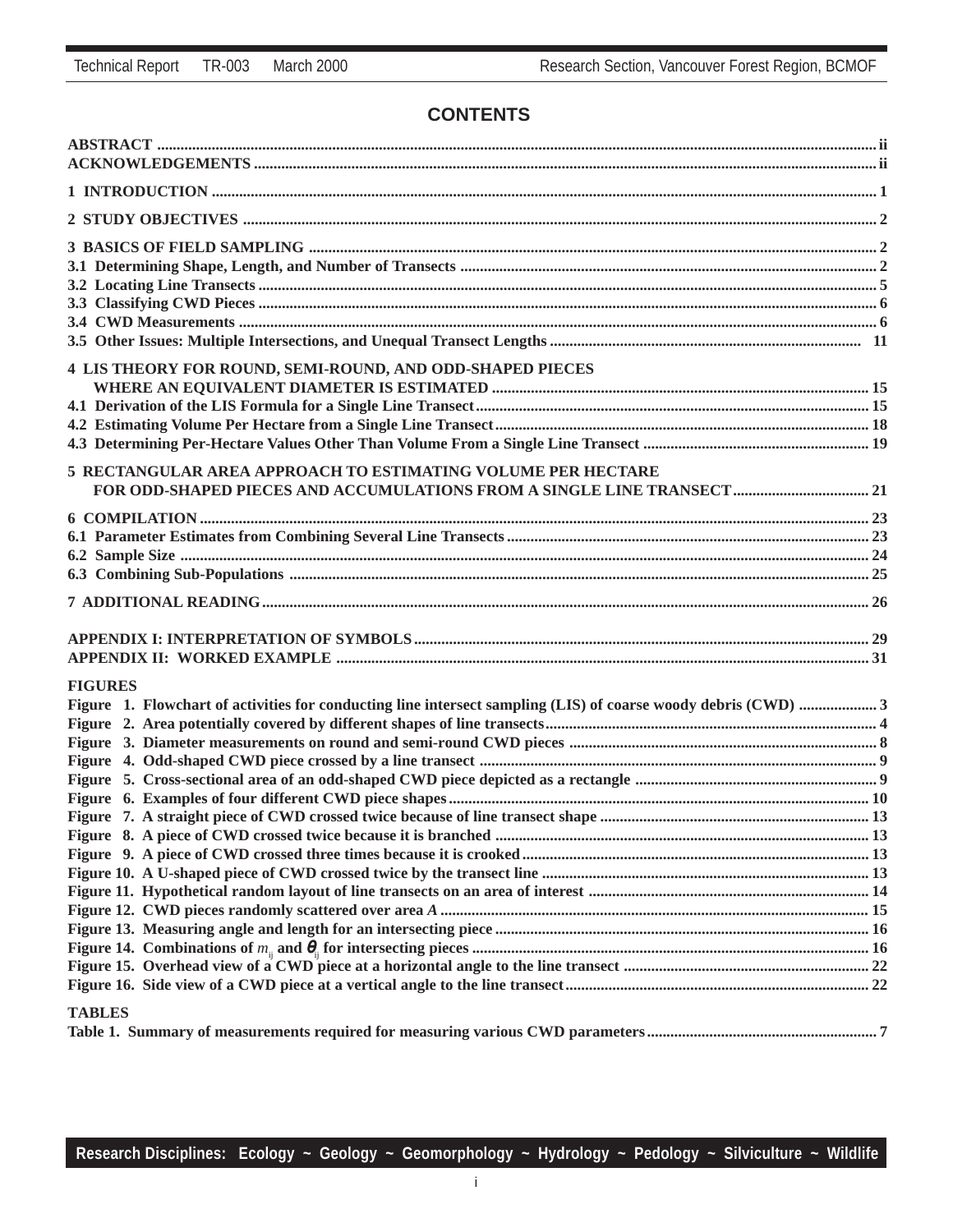# CONTENTS

**ABSTRACT** ........ ii
**ACKNOWLEDGEMENTS** ........ ii

**1 INTRODUCTION** ........ 1

**2 STUDY OBJECTIVES** ........ 2

**3 BASICS OF FIELD SAMPLING** ........ 2
**3.1 Determining Shape, Length, and Number of Transects** ........ 2
**3.2 Locating Line Transects** ........ 5
**3.3 Classifying CWD Pieces** ........ 6
**3.4 CWD Measurements** ........ 6
**3.5 Other Issues: Multiple Intersections, and Unequal Transect Lengths** ........ 11

**4 LIS THEORY FOR ROUND, SEMI-ROUND, AND ODD-SHAPED PIECES WHERE AN EQUIVALENT DIAMETER IS ESTIMATED** ........ 15
**4.1 Derivation of the LIS Formula for a Single Line Transect** ........ 15
**4.2 Estimating Volume Per Hectare from a Single Line Transect** ........ 18
**4.3 Determining Per-Hectare Values Other Than Volume From a Single Line Transect** ........ 19

**5 RECTANGULAR AREA APPROACH TO ESTIMATING VOLUME PER HECTARE FOR ODD-SHAPED PIECES AND ACCUMULATIONS FROM A SINGLE LINE TRANSECT** ........ 21

**6 COMPILATION** ........ 23
**6.1 Parameter Estimates from Combining Several Line Transects** ........ 23
**6.2 Sample Size** ........ 24
**6.3 Combining Sub-Populations** ........ 25

**7 ADDITIONAL READING** ........ 26

**APPENDIX I: INTERPRETATION OF SYMBOLS** ........ 29
**APPENDIX II: WORKED EXAMPLE** ........ 31

**FIGURES**

**Figure 1. Flowchart of activities for conducting line intersect sampling (LIS) of coarse woody debris (CWD)** ........ 3
**Figure 2. Area potentially covered by different shapes of line transects** ........ 4
**Figure 3. Diameter measurements on round and semi-round CWD pieces** ........ 8
**Figure 4. Odd-shaped CWD piece crossed by a line transect** ........ 9
**Figure 5. Cross-sectional area of an odd-shaped CWD piece depicted as a rectangle** ........ 9
**Figure 6. Examples of four different CWD piece shapes** ........ 10
**Figure 7. A straight piece of CWD crossed twice because of line transect shape** ........ 13
**Figure 8. A piece of CWD crossed twice because it is branched** ........ 13
**Figure 9. A piece of CWD crossed three times because it is crooked** ........ 13
**Figure 10. A U-shaped piece of CWD crossed twice by the transect line** ........ 13
**Figure 11. Hypothetical random layout of line transects on an area of interest** ........ 14
**Figure 12. CWD pieces randomly scattered over area *A*** ........ 15
**Figure 13. Measuring angle and length for an intersecting piece** ........ 16
**Figure 14. Combinations of $m_{ij}$ and $\theta_{ij}$ for intersecting pieces** ........ 16
**Figure 15. Overhead view of a CWD piece at a horizontal angle to the line transect** ........ 22
**Figure 16. Side view of a CWD piece at a vertical angle to the line transect** ........ 22

**TABLES**

**Table 1. Summary of measurements required for measuring various CWD parameters** ........ 7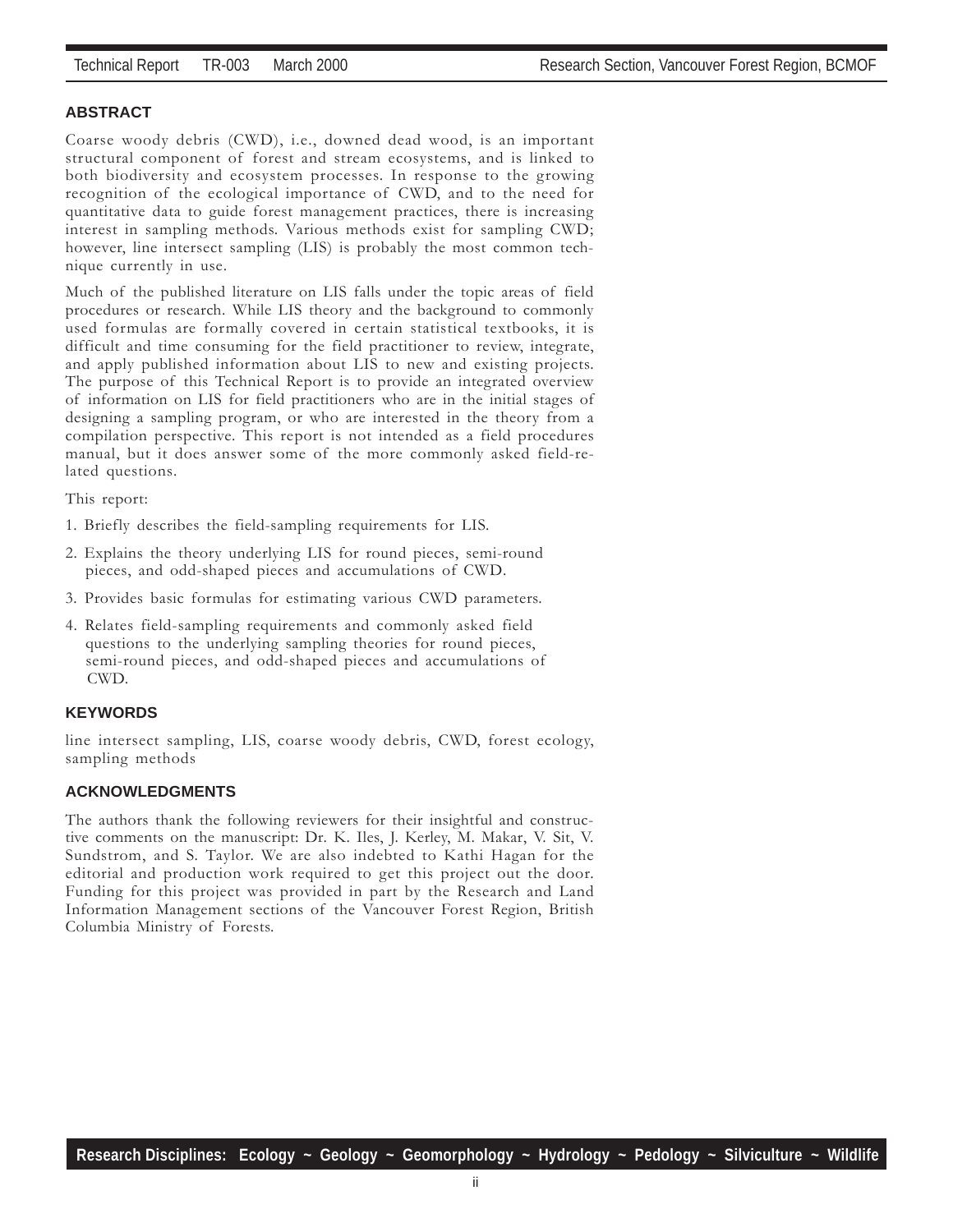## ABSTRACT

Coarse woody debris (CWD), i.e., downed dead wood, is an important structural component of forest and stream ecosystems, and is linked to both biodiversity and ecosystem processes. In response to the growing recognition of the ecological importance of CWD, and to the need for quantitative data to guide forest management practices, there is increasing interest in sampling methods. Various methods exist for sampling CWD; however, line intersect sampling (LIS) is probably the most common technique currently in use.

Much of the published literature on LIS falls under the topic areas of field procedures or research. While LIS theory and the background to commonly used formulas are formally covered in certain statistical textbooks, it is difficult and time consuming for the field practitioner to review, integrate, and apply published information about LIS to new and existing projects. The purpose of this Technical Report is to provide an integrated overview of information on LIS for field practitioners who are in the initial stages of designing a sampling program, or who are interested in the theory from a compilation perspective. This report is not intended as a field procedures manual, but it does answer some of the more commonly asked field-related questions.

This report:

1. Briefly describes the field-sampling requirements for LIS.
2. Explains the theory underlying LIS for round pieces, semi-round pieces, and odd-shaped pieces and accumulations of CWD.
3. Provides basic formulas for estimating various CWD parameters.
4. Relates field-sampling requirements and commonly asked field questions to the underlying sampling theories for round pieces, semi-round pieces, and odd-shaped pieces and accumulations of CWD.

## KEYWORDS

line intersect sampling, LIS, coarse woody debris, CWD, forest ecology, sampling methods

## ACKNOWLEDGMENTS

The authors thank the following reviewers for their insightful and constructive comments on the manuscript: Dr. K. Iles, J. Kerley, M. Makar, V. Sit, V. Sundstrom, and S. Taylor. We are also indebted to Kathi Hagan for the editorial and production work required to get this project out the door. Funding for this project was provided in part by the Research and Land Information Management sections of the Vancouver Forest Region, British Columbia Ministry of Forests.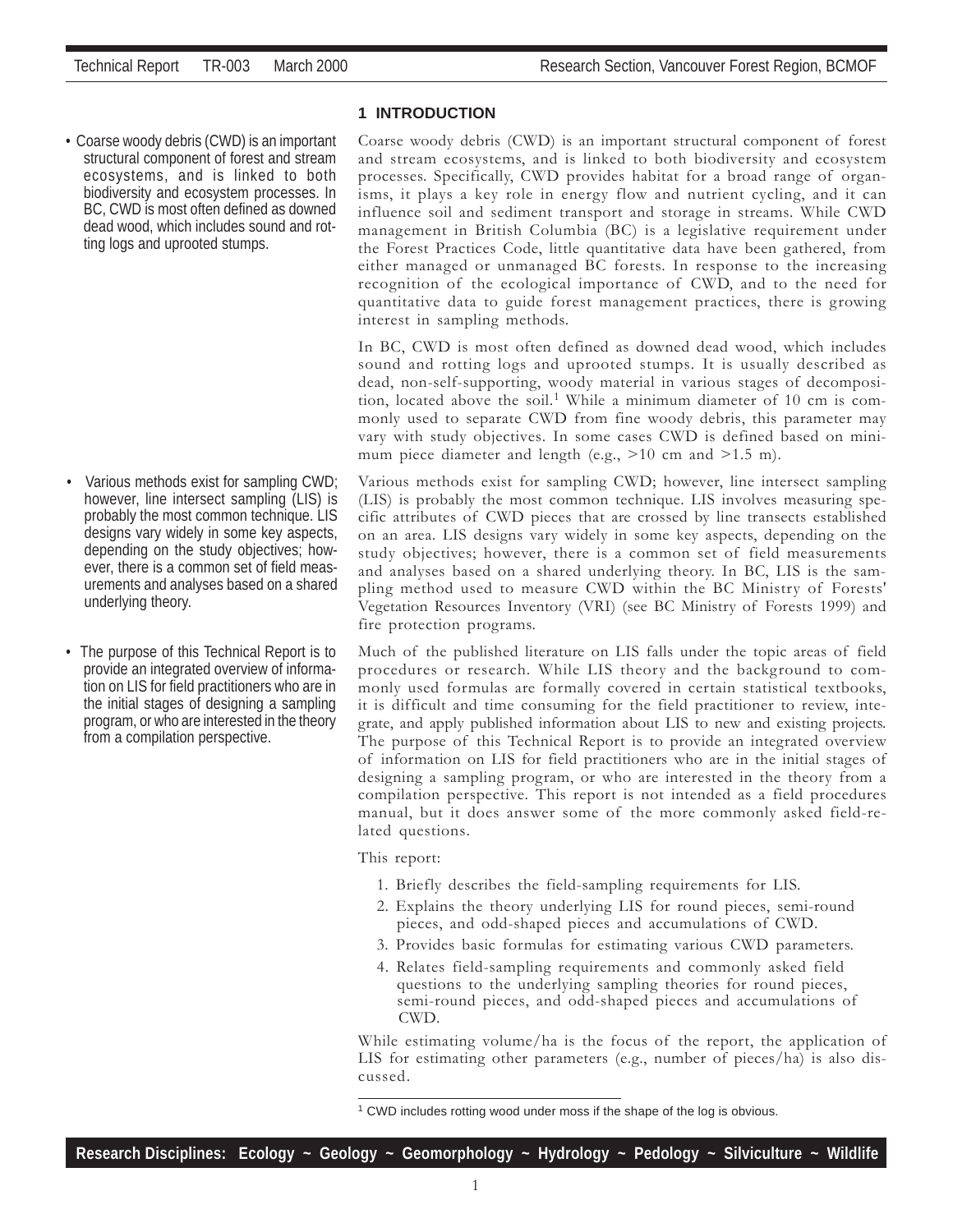## 1 INTRODUCTION

- Coarse woody debris (CWD) is an important structural component of forest and stream ecosystems, and is linked to both biodiversity and ecosystem processes. In BC, CWD is most often defined as downed dead wood, which includes sound and rotting logs and uprooted stumps.

Coarse woody debris (CWD) is an important structural component of forest and stream ecosystems, and is linked to both biodiversity and ecosystem processes. Specifically, CWD provides habitat for a broad range of organisms, it plays a key role in energy flow and nutrient cycling, and it can influence soil and sediment transport and storage in streams. While CWD management in British Columbia (BC) is a legislative requirement under the Forest Practices Code, little quantitative data have been gathered, from either managed or unmanaged BC forests. In response to the increasing recognition of the ecological importance of CWD, and to the need for quantitative data to guide forest management practices, there is growing interest in sampling methods.

In BC, CWD is most often defined as downed dead wood, which includes sound and rotting logs and uprooted stumps. It is usually described as dead, non-self-supporting, woody material in various stages of decomposition, located above the soil.[1] While a minimum diameter of 10 cm is commonly used to separate CWD from fine woody debris, this parameter may vary with study objectives. In some cases CWD is defined based on minimum piece diameter and length (e.g., >10 cm and >1.5 m).

- Various methods exist for sampling CWD; however, line intersect sampling (LIS) is probably the most common technique. LIS designs vary widely in some key aspects, depending on the study objectives; however, there is a common set of field measurements and analyses based on a shared underlying theory.

Various methods exist for sampling CWD; however, line intersect sampling (LIS) is probably the most common technique. LIS involves measuring specific attributes of CWD pieces that are crossed by line transects established on an area. LIS designs vary widely in some key aspects, depending on the study objectives; however, there is a common set of field measurements and analyses based on a shared underlying theory. In BC, LIS is the sampling method used to measure CWD within the BC Ministry of Forests' Vegetation Resources Inventory (VRI) (see BC Ministry of Forests 1999) and fire protection programs.

- The purpose of this Technical Report is to provide an integrated overview of information on LIS for field practitioners who are in the initial stages of designing a sampling program, or who are interested in the theory from a compilation perspective.

Much of the published literature on LIS falls under the topic areas of field procedures or research. While LIS theory and the background to commonly used formulas are formally covered in certain statistical textbooks, it is difficult and time consuming for the field practitioner to review, integrate, and apply published information about LIS to new and existing projects. The purpose of this Technical Report is to provide an integrated overview of information on LIS for field practitioners who are in the initial stages of designing a sampling program, or who are interested in the theory from a compilation perspective. This report is not intended as a field procedures manual, but it does answer some of the more commonly asked field-related questions.

This report:

1. Briefly describes the field-sampling requirements for LIS.
2. Explains the theory underlying LIS for round pieces, semi-round pieces, and odd-shaped pieces and accumulations of CWD.
3. Provides basic formulas for estimating various CWD parameters.
4. Relates field-sampling requirements and commonly asked field questions to the underlying sampling theories for round pieces, semi-round pieces, and odd-shaped pieces and accumulations of CWD.

While estimating volume/ha is the focus of the report, the application of LIS for estimating other parameters (e.g., number of pieces/ha) is also discussed.

[1] CWD includes rotting wood under moss if the shape of the log is obvious.

**Research Disciplines: Ecology ~ Geology ~ Geomorphology ~ Hydrology ~ Pedology ~ Silviculture ~ Wildlife**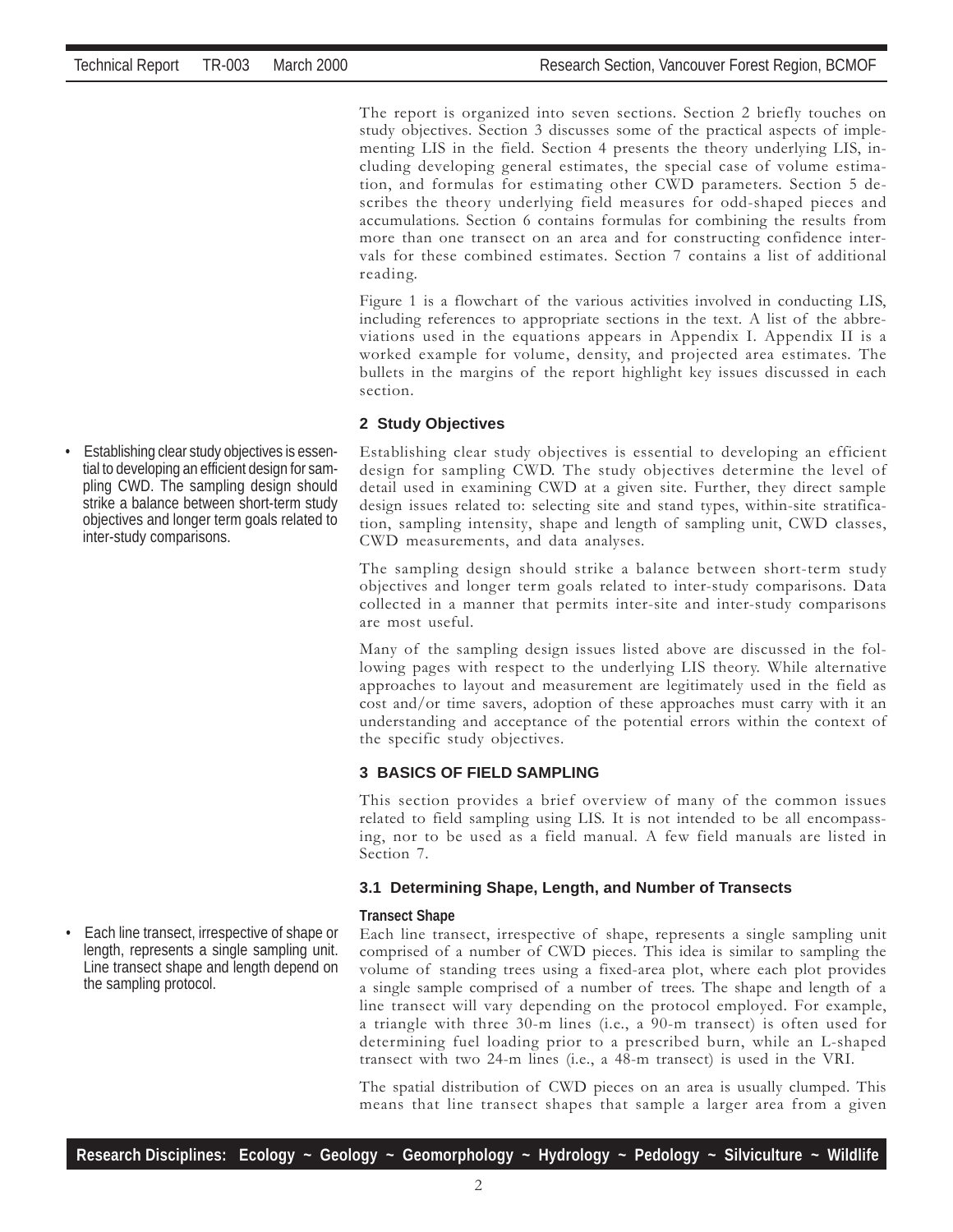The report is organized into seven sections. Section 2 briefly touches on study objectives. Section 3 discusses some of the practical aspects of implementing LIS in the field. Section 4 presents the theory underlying LIS, including developing general estimates, the special case of volume estimation, and formulas for estimating other CWD parameters. Section 5 describes the theory underlying field measures for odd-shaped pieces and accumulations. Section 6 contains formulas for combining the results from more than one transect on an area and for constructing confidence intervals for these combined estimates. Section 7 contains a list of additional reading.

Figure 1 is a flowchart of the various activities involved in conducting LIS, including references to appropriate sections in the text. A list of the abbreviations used in the equations appears in Appendix I. Appendix II is a worked example for volume, density, and projected area estimates. The bullets in the margins of the report highlight key issues discussed in each section.

## 2 Study Objectives

- Establishing clear study objectives is essential to developing an efficient design for sampling CWD. The sampling design should strike a balance between short-term study objectives and longer term goals related to inter-study comparisons.

Establishing clear study objectives is essential to developing an efficient design for sampling CWD. The study objectives determine the level of detail used in examining CWD at a given site. Further, they direct sample design issues related to: selecting site and stand types, within-site stratification, sampling intensity, shape and length of sampling unit, CWD classes, CWD measurements, and data analyses.

The sampling design should strike a balance between short-term study objectives and longer term goals related to inter-study comparisons. Data collected in a manner that permits inter-site and inter-study comparisons are most useful.

Many of the sampling design issues listed above are discussed in the following pages with respect to the underlying LIS theory. While alternative approaches to layout and measurement are legitimately used in the field as cost and/or time savers, adoption of these approaches must carry with it an understanding and acceptance of the potential errors within the context of the specific study objectives.

## 3 BASICS OF FIELD SAMPLING

This section provides a brief overview of many of the common issues related to field sampling using LIS. It is not intended to be all encompassing, nor to be used as a field manual. A few field manuals are listed in Section 7.

### 3.1 Determining Shape, Length, and Number of Transects

#### Transect Shape

- Each line transect, irrespective of shape or length, represents a single sampling unit. Line transect shape and length depend on the sampling protocol.

Each line transect, irrespective of shape, represents a single sampling unit comprised of a number of CWD pieces. This idea is similar to sampling the volume of standing trees using a fixed-area plot, where each plot provides a single sample comprised of a number of trees. The shape and length of a line transect will vary depending on the protocol employed. For example, a triangle with three 30-m lines (i.e., a 90-m transect) is often used for determining fuel loading prior to a prescribed burn, while an L-shaped transect with two 24-m lines (i.e., a 48-m transect) is used in the VRI.

The spatial distribution of CWD pieces on an area is usually clumped. This means that line transect shapes that sample a larger area from a given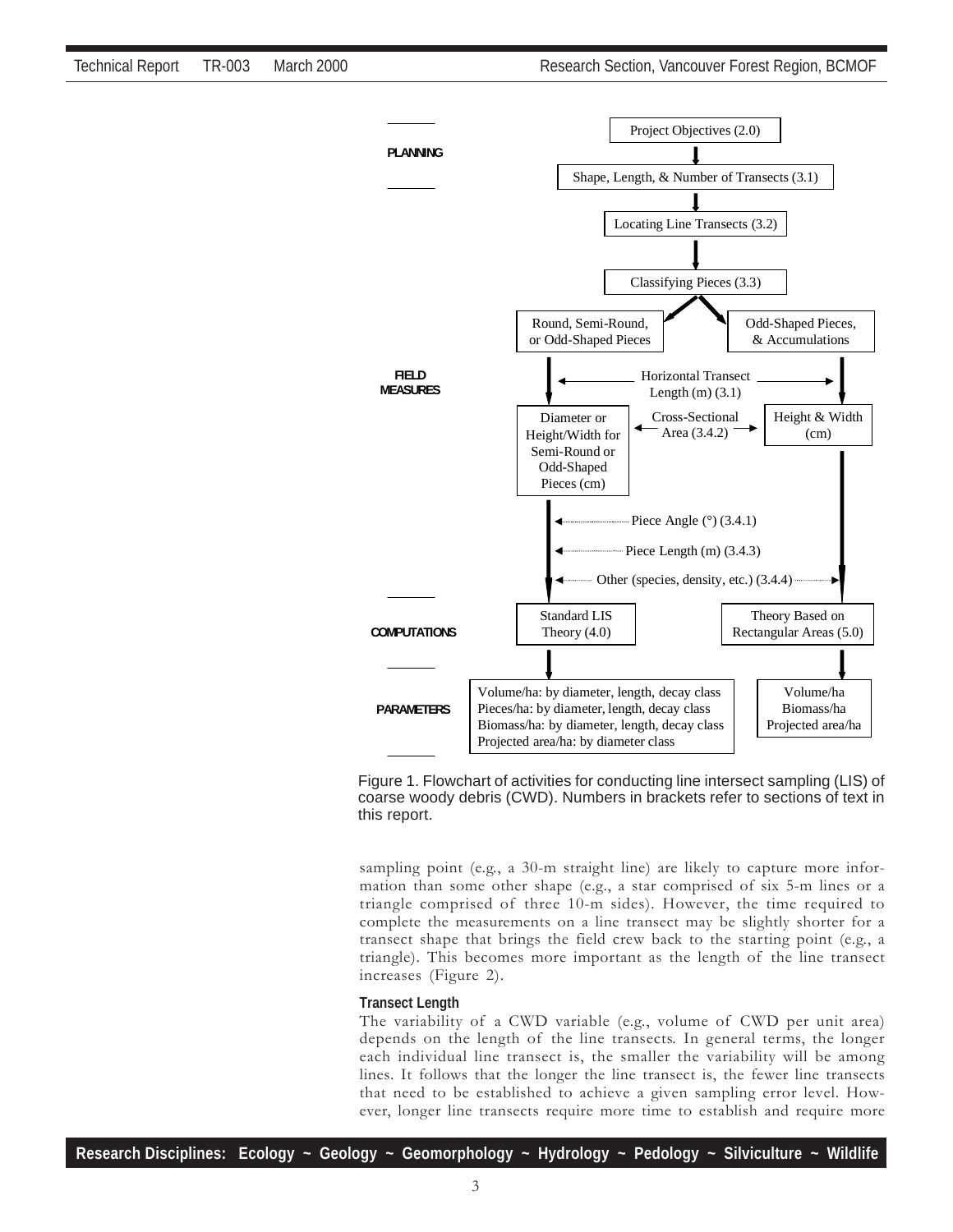**PLANNING**

- Project Objectives (2.0)
- Shape, Length, & Number of Transects (3.1)
- Locating Line Transects (3.2)

**FIELD MEASURES**

- Classifying Pieces (3.3)
  - Round, Semi-Round, or Odd-Shaped Pieces
  - Odd-Shaped Pieces, & Accumulations
- Horizontal Transect Length (m) (3.1)
- Diameter or Height/Width for Semi-Round or Odd-Shaped Pieces (cm)
- Cross-Sectional Area (3.4.2)
- Height & Width (cm)
- Piece Angle (°) (3.4.1)
- Piece Length (m) (3.4.3)
- Other (species, density, etc.) (3.4.4)

**COMPUTATIONS**

- Standard LIS Theory (4.0)
- Theory Based on Rectangular Areas (5.0)

**PARAMETERS**

- Volume/ha: by diameter, length, decay class
  Pieces/ha: by diameter, length, decay class
  Biomass/ha: by diameter, length, decay class
  Projected area/ha: by diameter class
- Volume/ha
  Biomass/ha
  Projected area/ha

Figure 1. Flowchart of activities for conducting line intersect sampling (LIS) of coarse woody debris (CWD). Numbers in brackets refer to sections of text in this report.

sampling point (e.g., a 30-m straight line) are likely to capture more information than some other shape (e.g., a star comprised of six 5-m lines or a triangle comprised of three 10-m sides). However, the time required to complete the measurements on a line transect may be slightly shorter for a transect shape that brings the field crew back to the starting point (e.g., a triangle). This becomes more important as the length of the line transect increases (Figure 2).

#### Transect Length

The variability of a CWD variable (e.g., volume of CWD per unit area) depends on the length of the line transects. In general terms, the longer each individual line transect is, the smaller the variability will be among lines. It follows that the longer the line transect is, the fewer line transects that need to be established to achieve a given sampling error level. However, longer line transects require more time to establish and require more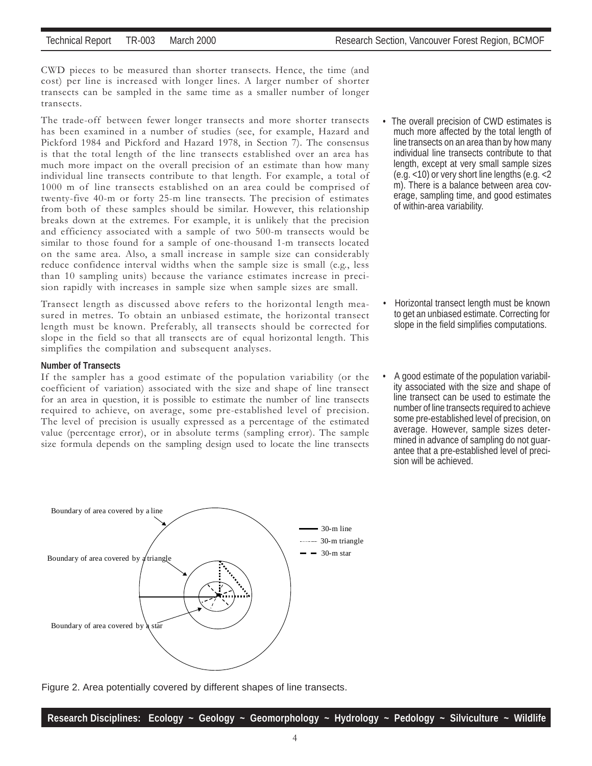CWD pieces to be measured than shorter transects. Hence, the time (and cost) per line is increased with longer lines. A larger number of shorter transects can be sampled in the same time as a smaller number of longer transects.

The trade-off between fewer longer transects and more shorter transects has been examined in a number of studies (see, for example, Hazard and Pickford 1984 and Pickford and Hazard 1978, in Section 7). The consensus is that the total length of the line transects established over an area has much more impact on the overall precision of an estimate than how many individual line transects contribute to that length. For example, a total of 1000 m of line transects established on an area could be comprised of twenty-five 40-m or forty 25-m line transects. The precision of estimates from both of these samples should be similar. However, this relationship breaks down at the extremes. For example, it is unlikely that the precision and efficiency associated with a sample of two 500-m transects would be similar to those found for a sample of one-thousand 1-m transects located on the same area. Also, a small increase in sample size can considerably reduce confidence interval widths when the sample size is small (e.g., less than 10 sampling units) because the variance estimates increase in precision rapidly with increases in sample size when sample sizes are small.

- The overall precision of CWD estimates is much more affected by the total length of line transects on an area than by how many individual line transects contribute to that length, except at very small sample sizes (e.g. <10) or very short line lengths (e.g. <2 m). There is a balance between area coverage, sampling time, and good estimates of within-area variability.

Transect length as discussed above refers to the horizontal length measured in metres. To obtain an unbiased estimate, the horizontal transect length must be known. Preferably, all transects should be corrected for slope in the field so that all transects are of equal horizontal length. This simplifies the compilation and subsequent analyses.

- Horizontal transect length must be known to get an unbiased estimate. Correcting for slope in the field simplifies computations.

**Number of Transects**

If the sampler has a good estimate of the population variability (or the coefficient of variation) associated with the size and shape of line transect for an area in question, it is possible to estimate the number of line transects required to achieve, on average, some pre-established level of precision. The level of precision is usually expressed as a percentage of the estimated value (percentage error), or in absolute terms (sampling error). The sample size formula depends on the sampling design used to locate the line transects

- A good estimate of the population variability associated with the size and shape of line transect can be used to estimate the number of line transects required to achieve some pre-established level of precision, on average. However, sample sizes determined in advance of sampling do not guarantee that a pre-established level of precision will be achieved.

Figure 2. Area potentially covered by different shapes of line transects.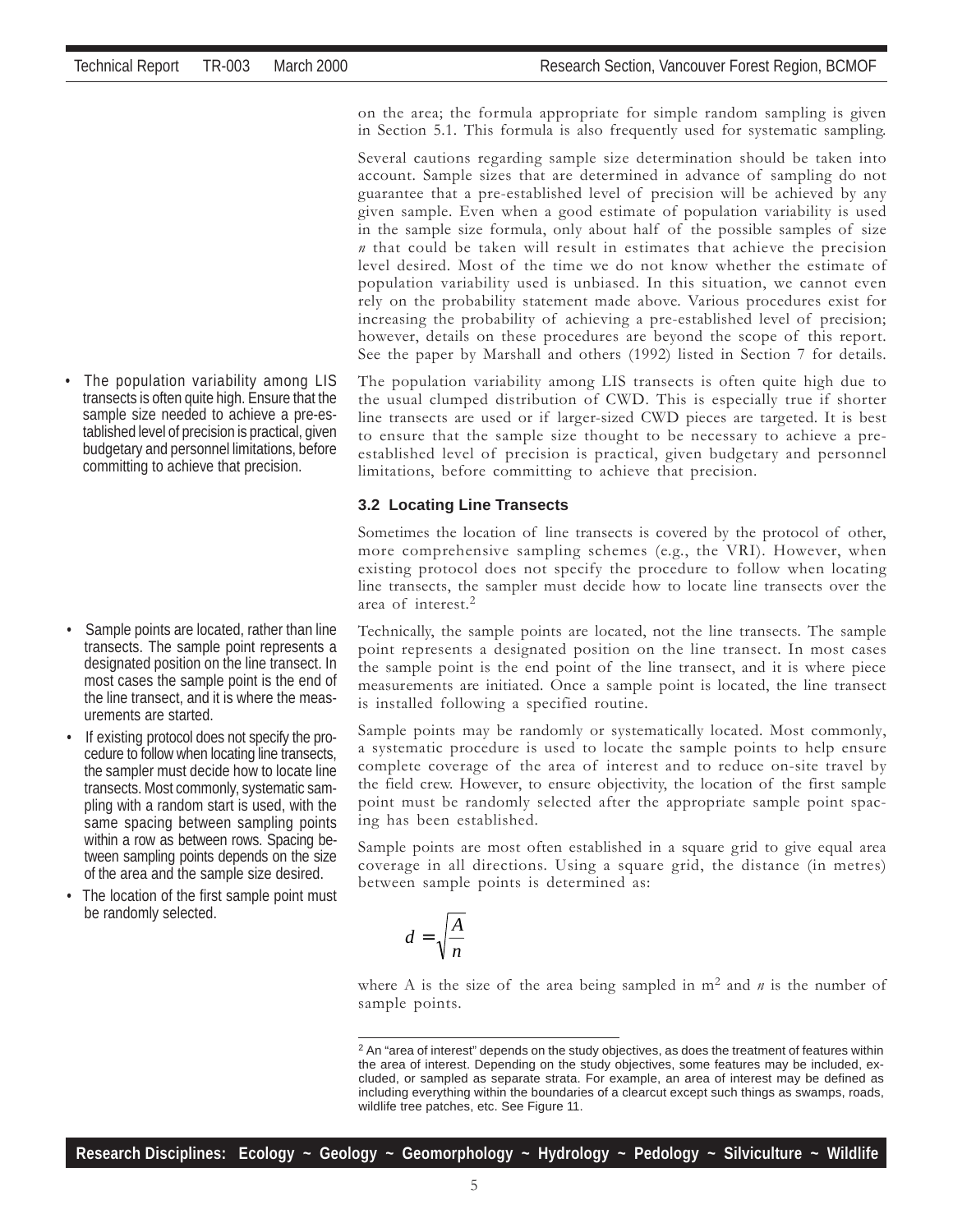on the area; the formula appropriate for simple random sampling is given in Section 5.1. This formula is also frequently used for systematic sampling.

Several cautions regarding sample size determination should be taken into account. Sample sizes that are determined in advance of sampling do not guarantee that a pre-established level of precision will be achieved by any given sample. Even when a good estimate of population variability is used in the sample size formula, only about half of the possible samples of size *n* that could be taken will result in estimates that achieve the precision level desired. Most of the time we do not know whether the estimate of population variability used is unbiased. In this situation, we cannot even rely on the probability statement made above. Various procedures exist for increasing the probability of achieving a pre-established level of precision; however, details on these procedures are beyond the scope of this report. See the paper by Marshall and others (1992) listed in Section 7 for details.

- The population variability among LIS transects is often quite high. Ensure that the sample size needed to achieve a pre-established level of precision is practical, given budgetary and personnel limitations, before committing to achieve that precision.

The population variability among LIS transects is often quite high due to the usual clumped distribution of CWD. This is especially true if shorter line transects are used or if larger-sized CWD pieces are targeted. It is best to ensure that the sample size thought to be necessary to achieve a pre-established level of precision is practical, given budgetary and personnel limitations, before committing to achieve that precision.

### 3.2 Locating Line Transects

Sometimes the location of line transects is covered by the protocol of other, more comprehensive sampling schemes (e.g., the VRI). However, when existing protocol does not specify the procedure to follow when locating line transects, the sampler must decide how to locate line transects over the area of interest.[2]

- Sample points are located, rather than line transects. The sample point represents a designated position on the line transect. In most cases the sample point is the end of the line transect, and it is where the measurements are started.
- If existing protocol does not specify the procedure to follow when locating line transects, the sampler must decide how to locate line transects. Most commonly, systematic sampling with a random start is used, with the same spacing between sampling points within a row as between rows. Spacing between sampling points depends on the size of the area and the sample size desired.
- The location of the first sample point must be randomly selected.

Technically, the sample points are located, not the line transects. The sample point represents a designated position on the line transect. In most cases the sample point is the end point of the line transect, and it is where piece measurements are initiated. Once a sample point is located, the line transect is installed following a specified routine.

Sample points may be randomly or systematically located. Most commonly, a systematic procedure is used to locate the sample points to help ensure complete coverage of the area of interest and to reduce on-site travel by the field crew. However, to ensure objectivity, the location of the first sample point must be randomly selected after the appropriate sample point spacing has been established.

Sample points are most often established in a square grid to give equal area coverage in all directions. Using a square grid, the distance (in metres) between sample points is determined as:

$$d = \sqrt{\frac{A}{n}}$$

where A is the size of the area being sampled in $m^2$ and $n$ is the number of sample points.

[2] An "area of interest" depends on the study objectives, as does the treatment of features within the area of interest. Depending on the study objectives, some features may be included, excluded, or sampled as separate strata. For example, an area of interest may be defined as including everything within the boundaries of a clearcut except such things as swamps, roads, wildlife tree patches, etc. See Figure 11.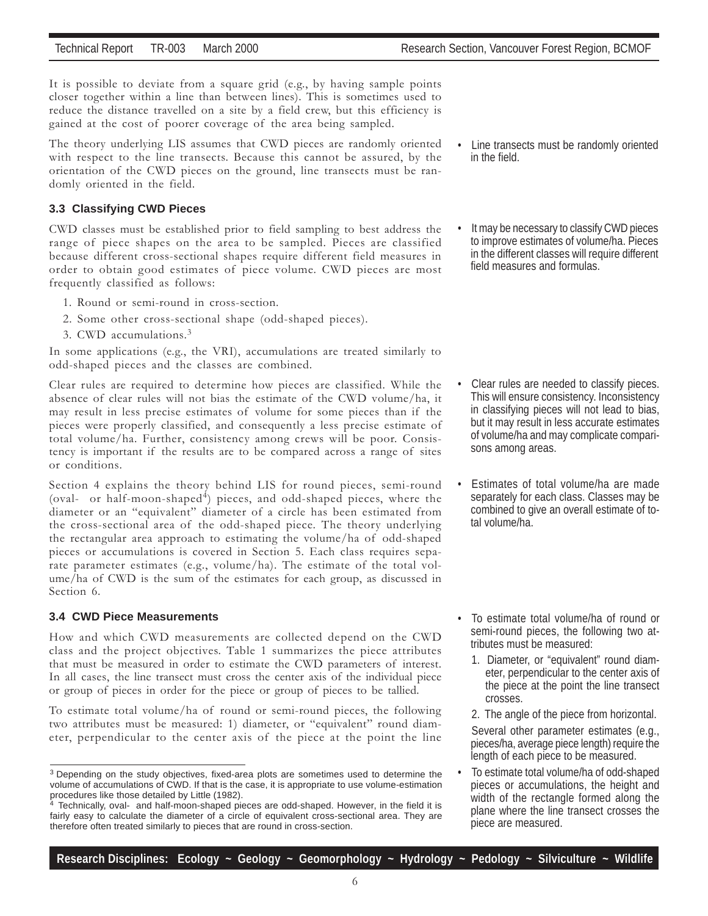It is possible to deviate from a square grid (e.g., by having sample points closer together within a line than between lines). This is sometimes used to reduce the distance travelled on a site by a field crew, but this efficiency is gained at the cost of poorer coverage of the area being sampled.

The theory underlying LIS assumes that CWD pieces are randomly oriented with respect to the line transects. Because this cannot be assured, by the orientation of the CWD pieces on the ground, line transects must be randomly oriented in the field.

- Line transects must be randomly oriented in the field.

### 3.3 Classifying CWD Pieces

CWD classes must be established prior to field sampling to best address the range of piece shapes on the area to be sampled. Pieces are classified because different cross-sectional shapes require different field measures in order to obtain good estimates of piece volume. CWD pieces are most frequently classified as follows:

1. Round or semi-round in cross-section.
2. Some other cross-sectional shape (odd-shaped pieces).
3. CWD accumulations.[3]

In some applications (e.g., the VRI), accumulations are treated similarly to odd-shaped pieces and the classes are combined.

- It may be necessary to classify CWD pieces to improve estimates of volume/ha. Pieces in the different classes will require different field measures and formulas.

Clear rules are required to determine how pieces are classified. While the absence of clear rules will not bias the estimate of the CWD volume/ha, it may result in less precise estimates of volume for some pieces than if the pieces were properly classified, and consequently a less precise estimate of total volume/ha. Further, consistency among crews will be poor. Consistency is important if the results are to be compared across a range of sites or conditions.

- Clear rules are needed to classify pieces. This will ensure consistency. Inconsistency in classifying pieces will not lead to bias, but it may result in less accurate estimates of volume/ha and may complicate comparisons among areas.

Section 4 explains the theory behind LIS for round pieces, semi-round (oval- or half-moon-shaped[4]) pieces, and odd-shaped pieces, where the diameter or an "equivalent" diameter of a circle has been estimated from the cross-sectional area of the odd-shaped piece. The theory underlying the rectangular area approach to estimating the volume/ha of odd-shaped pieces or accumulations is covered in Section 5. Each class requires separate parameter estimates (e.g., volume/ha). The estimate of the total volume/ha of CWD is the sum of the estimates for each group, as discussed in Section 6.

- Estimates of total volume/ha are made separately for each class. Classes may be combined to give an overall estimate of total volume/ha.

### 3.4 CWD Piece Measurements

How and which CWD measurements are collected depend on the CWD class and the project objectives. Table 1 summarizes the piece attributes that must be measured in order to estimate the CWD parameters of interest. In all cases, the line transect must cross the center axis of the individual piece or group of pieces in order for the piece or group of pieces to be tallied.

To estimate total volume/ha of round or semi-round pieces, the following two attributes must be measured: 1) diameter, or "equivalent" round diameter, perpendicular to the center axis of the piece at the point the line

- To estimate total volume/ha of round or semi-round pieces, the following two attributes must be measured:
  1. Diameter, or "equivalent" round diameter, perpendicular to the center axis of the piece at the point the line transect crosses.
  2. The angle of the piece from horizontal.

  Several other parameter estimates (e.g., pieces/ha, average piece length) require the length of each piece to be measured.
- To estimate total volume/ha of odd-shaped pieces or accumulations, the height and width of the rectangle formed along the plane where the line transect crosses the piece are measured.

---

[3] Depending on the study objectives, fixed-area plots are sometimes used to determine the volume of accumulations of CWD. If that is the case, it is appropriate to use volume-estimation procedures like those detailed by Little (1982).

[4] Technically, oval- and half-moon-shaped pieces are odd-shaped. However, in the field it is fairly easy to calculate the diameter of a circle of equivalent cross-sectional area. They are therefore often treated similarly to pieces that are round in cross-section.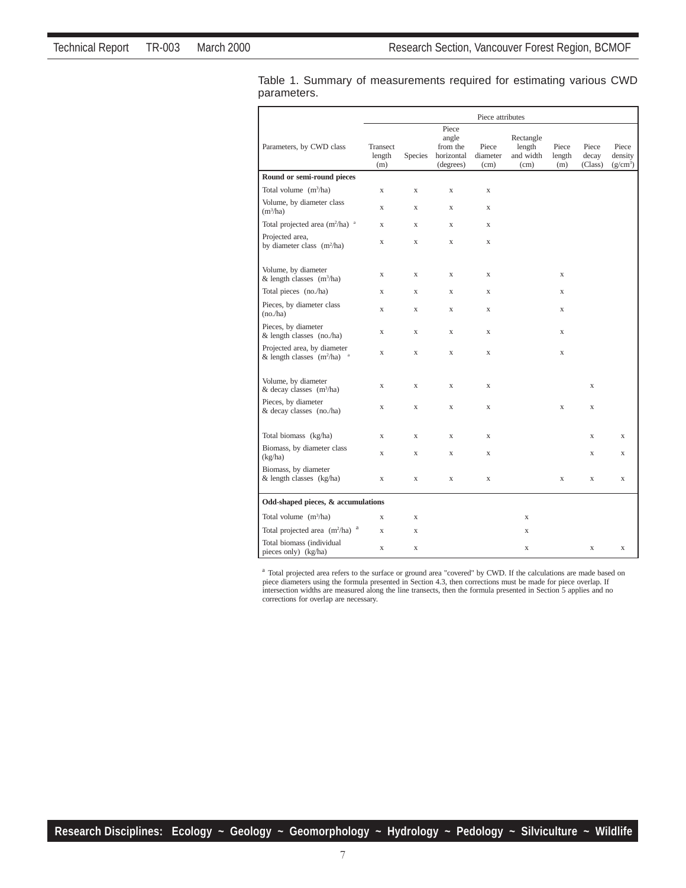Table 1. Summary of measurements required for estimating various CWD parameters.

| Parameters, by CWD class | Piece attributes | | | | | | | |
|---|---|---|---|---|---|---|---|---|
| | Transect length (m) | Species | Piece angle from the horizontal (degrees) | Piece diameter (cm) | Rectangle length and width (cm) | Piece length (m) | Piece decay (Class) | Piece density ($g/cm^3$) |
| **Round or semi-round pieces** | | | | | | | | |
| Total volume ($m^3$/ha) | x | x | x | x | | | | |
| Volume, by diameter class ($m^3$/ha) | x | x | x | x | | | | |
| Total projected area ($m^2$/ha) [a] | x | x | x | x | | | | |
| Projected area, by diameter class ($m^2$/ha) | x | x | x | x | | | | |
| Volume, by diameter & length classes ($m^3$/ha) | x | x | x | x | | x | | |
| Total pieces (no./ha) | x | x | x | x | | x | | |
| Pieces, by diameter class (no./ha) | x | x | x | x | | x | | |
| Pieces, by diameter & length classes (no./ha) | x | x | x | x | | x | | |
| Projected area, by diameter & length classes ($m^2$/ha) [a] | x | x | x | x | | x | | |
| Volume, by diameter & decay classes ($m^3$/ha) | x | x | x | x | | | x | |
| Pieces, by diameter & decay classes (no./ha) | x | x | x | x | | x | x | |
| Total biomass (kg/ha) | x | x | x | x | | | x | x |
| Biomass, by diameter class (kg/ha) | x | x | x | x | | | x | x |
| Biomass, by diameter & length classes (kg/ha) | x | x | x | x | | x | x | x |
| **Odd-shaped pieces, & accumulations** | | | | | | | | |
| Total volume ($m^3$/ha) | x | x | | | x | | | |
| Total projected area ($m^2$/ha) [a] | x | x | | | x | | | |
| Total biomass (individual pieces only) (kg/ha) | x | x | | | x | | x | x |

[a] Total projected area refers to the surface or ground area "covered" by CWD. If the calculations are made based on piece diameters using the formula presented in Section 4.3, then corrections must be made for piece overlap. If intersection widths are measured along the line transects, then the formula presented in Section 5 applies and no corrections for overlap are necessary.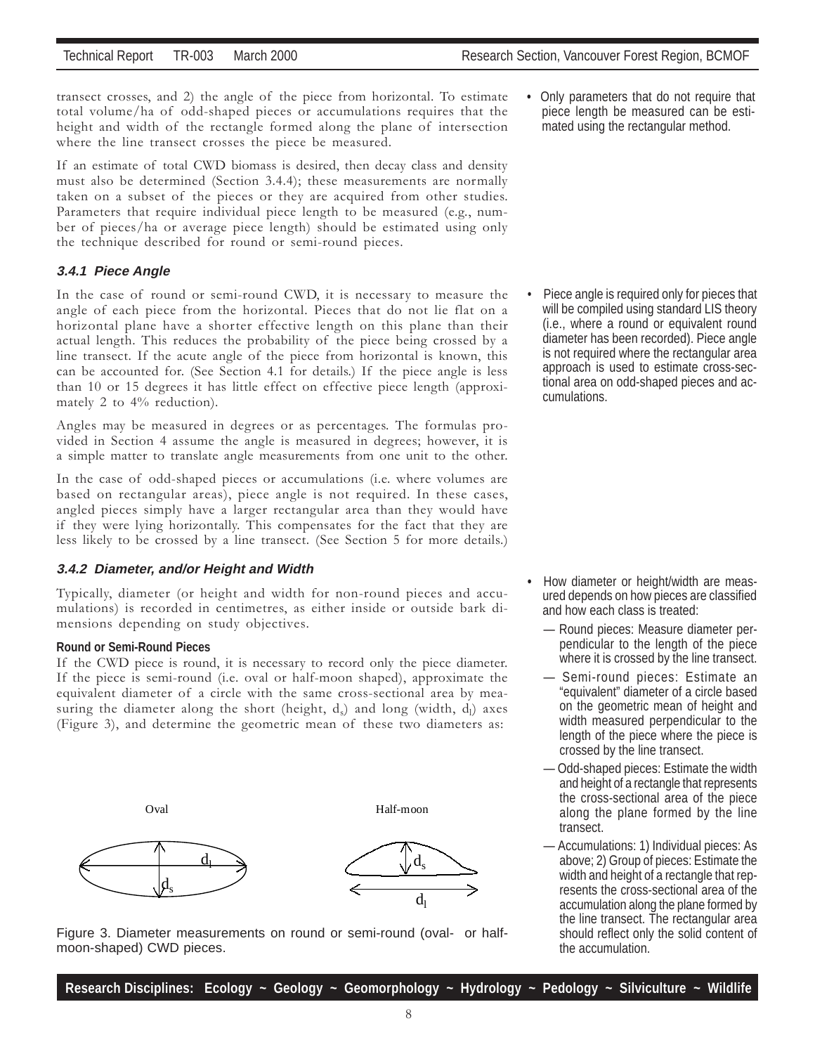transect crosses, and 2) the angle of the piece from horizontal. To estimate total volume/ha of odd-shaped pieces or accumulations requires that the height and width of the rectangle formed along the plane of intersection where the line transect crosses the piece be measured.

If an estimate of total CWD biomass is desired, then decay class and density must also be determined (Section 3.4.4); these measurements are normally taken on a subset of the pieces or they are acquired from other studies. Parameters that require individual piece length to be measured (e.g., number of pieces/ha or average piece length) should be estimated using only the technique described for round or semi-round pieces.

- Only parameters that do not require that piece length be measured can be estimated using the rectangular method.

### 3.4.1 Piece Angle

In the case of round or semi-round CWD, it is necessary to measure the angle of each piece from the horizontal. Pieces that do not lie flat on a horizontal plane have a shorter effective length on this plane than their actual length. This reduces the probability of the piece being crossed by a line transect. If the acute angle of the piece from horizontal is known, this can be accounted for. (See Section 4.1 for details.) If the piece angle is less than 10 or 15 degrees it has little effect on effective piece length (approximately 2 to 4% reduction).

Angles may be measured in degrees or as percentages. The formulas provided in Section 4 assume the angle is measured in degrees; however, it is a simple matter to translate angle measurements from one unit to the other.

In the case of odd-shaped pieces or accumulations (i.e. where volumes are based on rectangular areas), piece angle is not required. In these cases, angled pieces simply have a larger rectangular area than they would have if they were lying horizontally. This compensates for the fact that they are less likely to be crossed by a line transect. (See Section 5 for more details.)

- Piece angle is required only for pieces that will be compiled using standard LIS theory (i.e., where a round or equivalent round diameter has been recorded). Piece angle is not required where the rectangular area approach is used to estimate cross-sectional area on odd-shaped pieces and accumulations.

### 3.4.2 Diameter, and/or Height and Width

Typically, diameter (or height and width for non-round pieces and accumulations) is recorded in centimetres, as either inside or outside bark dimensions depending on study objectives.

**Round or Semi-Round Pieces**

If the CWD piece is round, it is necessary to record only the piece diameter. If the piece is semi-round (i.e. oval or half-moon shaped), approximate the equivalent diameter of a circle with the same cross-sectional area by measuring the diameter along the short (height, $d_s$) and long (width, $d_l$) axes (Figure 3), and determine the geometric mean of these two diameters as:

Oval    Half-moon

Figure 3. Diameter measurements on round or semi-round (oval- or half-moon-shaped) CWD pieces.

- How diameter or height/width are measured depends on how pieces are classified and how each class is treated:
  - — Round pieces: Measure diameter perpendicular to the length of the piece where it is crossed by the line transect.
  - — Semi-round pieces: Estimate an "equivalent" diameter of a circle based on the geometric mean of height and width measured perpendicular to the length of the piece where the piece is crossed by the line transect.
  - — Odd-shaped pieces: Estimate the width and height of a rectangle that represents the cross-sectional area of the piece along the plane formed by the line transect.
  - — Accumulations: 1) Individual pieces: As above; 2) Group of pieces: Estimate the width and height of a rectangle that represents the cross-sectional area of the accumulation along the plane formed by the line transect. The rectangular area should reflect only the solid content of the accumulation.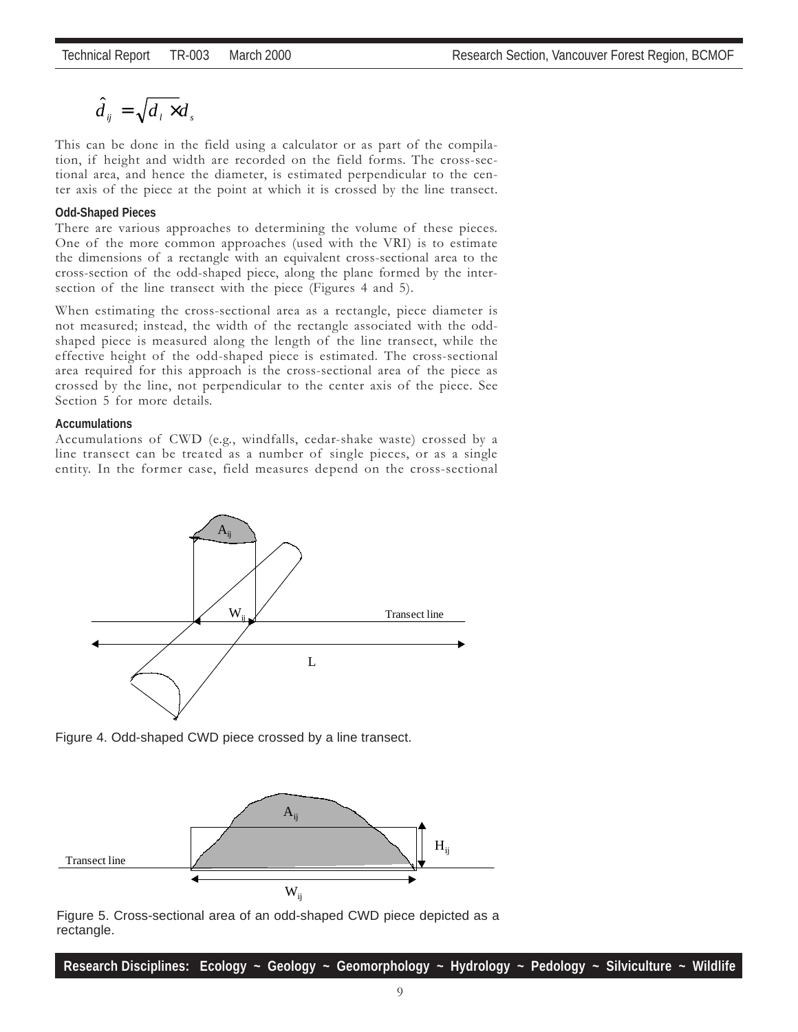$$\hat{d}_{ij} = \sqrt{d_l \times d_s}$$

This can be done in the field using a calculator or as part of the compilation, if height and width are recorded on the field forms. The cross-sectional area, and hence the diameter, is estimated perpendicular to the center axis of the piece at the point at which it is crossed by the line transect.

**Odd-Shaped Pieces**

There are various approaches to determining the volume of these pieces. One of the more common approaches (used with the VRI) is to estimate the dimensions of a rectangle with an equivalent cross-sectional area to the cross-section of the odd-shaped piece, along the plane formed by the intersection of the line transect with the piece (Figures 4 and 5).

When estimating the cross-sectional area as a rectangle, piece diameter is not measured; instead, the width of the rectangle associated with the odd-shaped piece is measured along the length of the line transect, while the effective height of the odd-shaped piece is estimated. The cross-sectional area required for this approach is the cross-sectional area of the piece as crossed by the line, not perpendicular to the center axis of the piece. See Section 5 for more details.

**Accumulations**

Accumulations of CWD (e.g., windfalls, cedar-shake waste) crossed by a line transect can be treated as a number of single pieces, or as a single entity. In the former case, field measures depend on the cross-sectional

Figure 4. Odd-shaped CWD piece crossed by a line transect.

Figure 5. Cross-sectional area of an odd-shaped CWD piece depicted as a rectangle.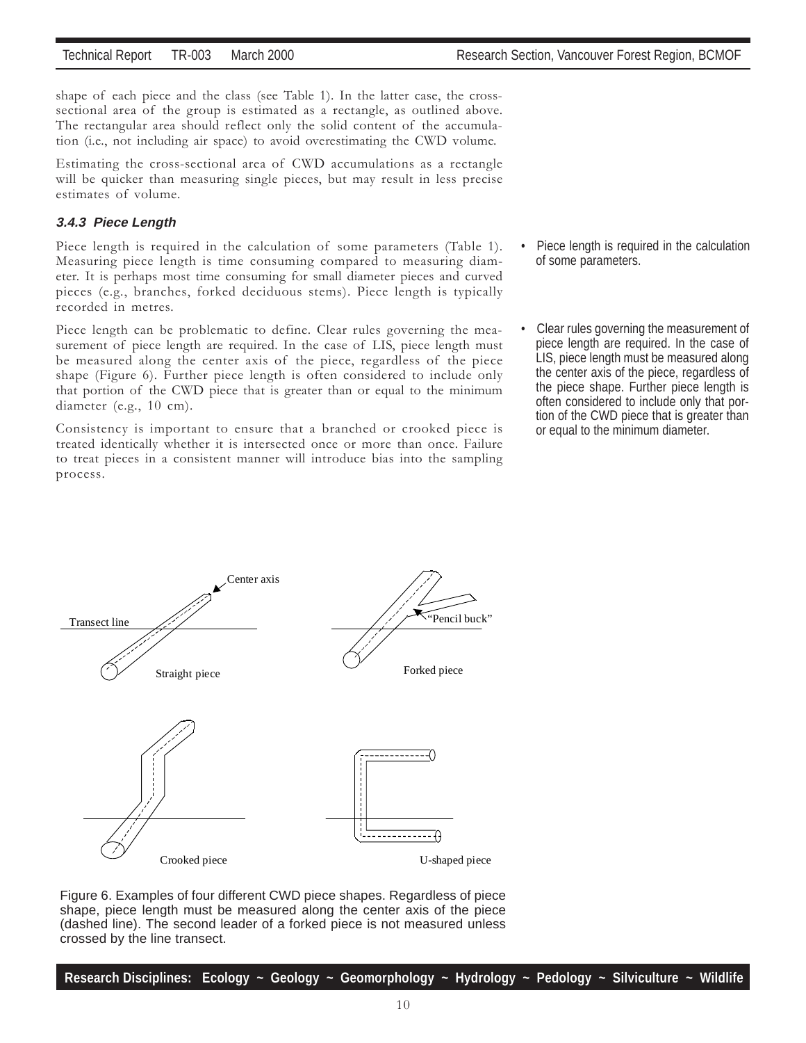shape of each piece and the class (see Table 1). In the latter case, the cross-sectional area of the group is estimated as a rectangle, as outlined above. The rectangular area should reflect only the solid content of the accumulation (i.e., not including air space) to avoid overestimating the CWD volume.

Estimating the cross-sectional area of CWD accumulations as a rectangle will be quicker than measuring single pieces, but may result in less precise estimates of volume.

### 3.4.3 Piece Length

Piece length is required in the calculation of some parameters (Table 1). Measuring piece length is time consuming compared to measuring diameter. It is perhaps most time consuming for small diameter pieces and curved pieces (e.g., branches, forked deciduous stems). Piece length is typically recorded in metres.

- Piece length is required in the calculation of some parameters.

Piece length can be problematic to define. Clear rules governing the measurement of piece length are required. In the case of LIS, piece length must be measured along the center axis of the piece, regardless of the piece shape (Figure 6). Further piece length is often considered to include only that portion of the CWD piece that is greater than or equal to the minimum diameter (e.g., 10 cm).

- Clear rules governing the measurement of piece length are required. In the case of LIS, piece length must be measured along the center axis of the piece, regardless of the piece shape. Further piece length is often considered to include only that portion of the CWD piece that is greater than or equal to the minimum diameter.

Consistency is important to ensure that a branched or crooked piece is treated identically whether it is intersected once or more than once. Failure to treat pieces in a consistent manner will introduce bias into the sampling process.

Figure 6. Examples of four different CWD piece shapes. Regardless of piece shape, piece length must be measured along the center axis of the piece (dashed line). The second leader of a forked piece is not measured unless crossed by the line transect.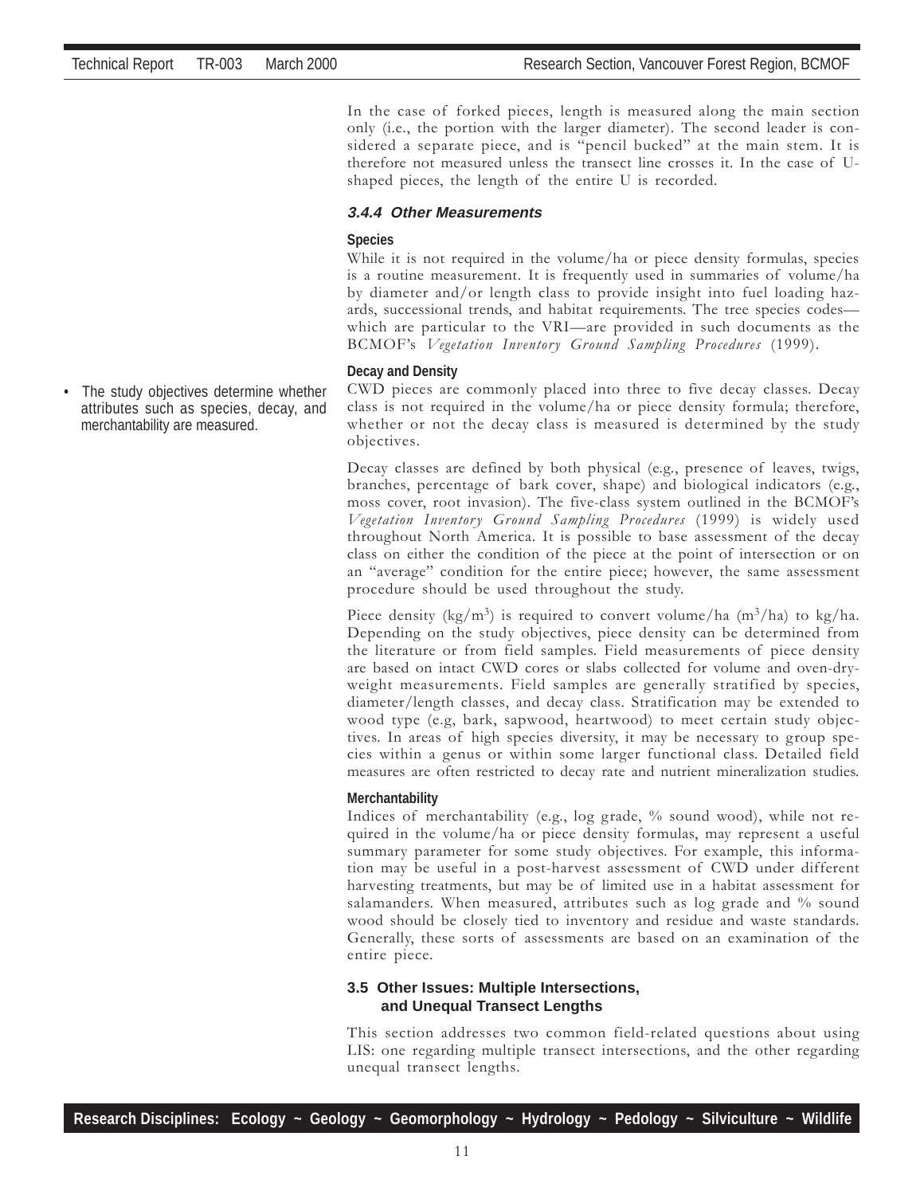In the case of forked pieces, length is measured along the main section only (i.e., the portion with the larger diameter). The second leader is considered a separate piece, and is "pencil bucked" at the main stem. It is therefore not measured unless the transect line crosses it. In the case of U-shaped pieces, the length of the entire U is recorded.

#### *3.4.4 Other Measurements*

**Species**

While it is not required in the volume/ha or piece density formulas, species is a routine measurement. It is frequently used in summaries of volume/ha by diameter and/or length class to provide insight into fuel loading hazards, successional trends, and habitat requirements. The tree species codes—which are particular to the VRI—are provided in such documents as the BCMOF's *Vegetation Inventory Ground Sampling Procedures* (1999).

**Decay and Density**

- The study objectives determine whether attributes such as species, decay, and merchantability are measured.

CWD pieces are commonly placed into three to five decay classes. Decay class is not required in the volume/ha or piece density formula; therefore, whether or not the decay class is measured is determined by the study objectives.

Decay classes are defined by both physical (e.g., presence of leaves, twigs, branches, percentage of bark cover, shape) and biological indicators (e.g., moss cover, root invasion). The five-class system outlined in the BCMOF's *Vegetation Inventory Ground Sampling Procedures* (1999) is widely used throughout North America. It is possible to base assessment of the decay class on either the condition of the piece at the point of intersection or on an "average" condition for the entire piece; however, the same assessment procedure should be used throughout the study.

Piece density (kg/m$^3$) is required to convert volume/ha (m$^3$/ha) to kg/ha. Depending on the study objectives, piece density can be determined from the literature or from field samples. Field measurements of piece density are based on intact CWD cores or slabs collected for volume and oven-dry-weight measurements. Field samples are generally stratified by species, diameter/length classes, and decay class. Stratification may be extended to wood type (e.g, bark, sapwood, heartwood) to meet certain study objectives. In areas of high species diversity, it may be necessary to group species within a genus or within some larger functional class. Detailed field measures are often restricted to decay rate and nutrient mineralization studies.

**Merchantability**

Indices of merchantability (e.g., log grade, % sound wood), while not required in the volume/ha or piece density formulas, may represent a useful summary parameter for some study objectives. For example, this information may be useful in a post-harvest assessment of CWD under different harvesting treatments, but may be of limited use in a habitat assessment for salamanders. When measured, attributes such as log grade and % sound wood should be closely tied to inventory and residue and waste standards. Generally, these sorts of assessments are based on an examination of the entire piece.

### 3.5 Other Issues: Multiple Intersections, and Unequal Transect Lengths

This section addresses two common field-related questions about using LIS: one regarding multiple transect intersections, and the other regarding unequal transect lengths.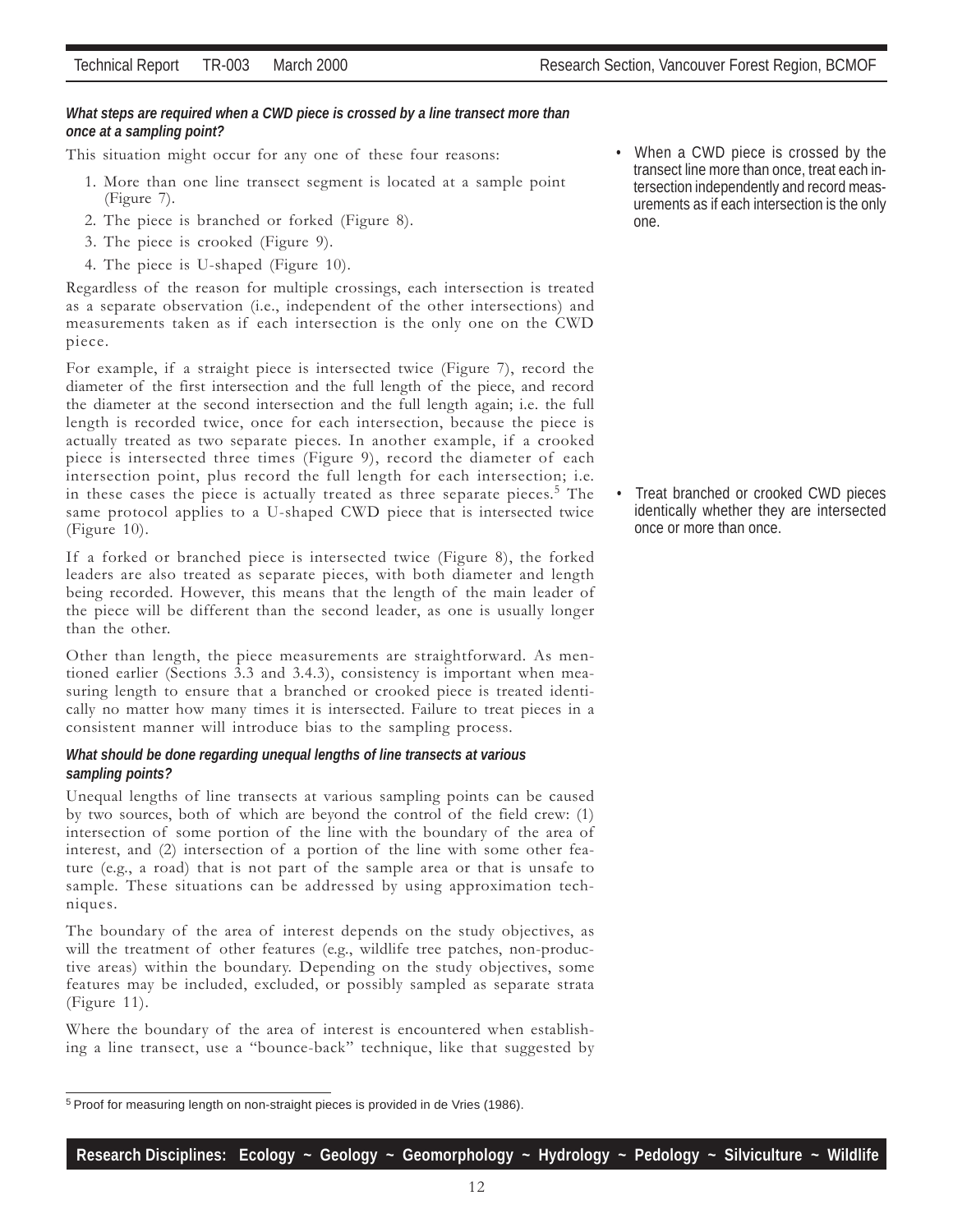***What steps are required when a CWD piece is crossed by a line transect more than once at a sampling point?***

This situation might occur for any one of these four reasons:

1. More than one line transect segment is located at a sample point (Figure 7).
2. The piece is branched or forked (Figure 8).
3. The piece is crooked (Figure 9).
4. The piece is U-shaped (Figure 10).

Regardless of the reason for multiple crossings, each intersection is treated as a separate observation (i.e., independent of the other intersections) and measurements taken as if each intersection is the only one on the CWD piece.

- When a CWD piece is crossed by the transect line more than once, treat each intersection independently and record measurements as if each intersection is the only one.

For example, if a straight piece is intersected twice (Figure 7), record the diameter of the first intersection and the full length of the piece, and record the diameter at the second intersection and the full length again; i.e. the full length is recorded twice, once for each intersection, because the piece is actually treated as two separate pieces. In another example, if a crooked piece is intersected three times (Figure 9), record the diameter of each intersection point, plus record the full length for each intersection; i.e. in these cases the piece is actually treated as three separate pieces.[5] The same protocol applies to a U-shaped CWD piece that is intersected twice (Figure 10).

- Treat branched or crooked CWD pieces identically whether they are intersected once or more than once.

If a forked or branched piece is intersected twice (Figure 8), the forked leaders are also treated as separate pieces, with both diameter and length being recorded. However, this means that the length of the main leader of the piece will be different than the second leader, as one is usually longer than the other.

Other than length, the piece measurements are straightforward. As mentioned earlier (Sections 3.3 and 3.4.3), consistency is important when measuring length to ensure that a branched or crooked piece is treated identically no matter how many times it is intersected. Failure to treat pieces in a consistent manner will introduce bias to the sampling process.

***What should be done regarding unequal lengths of line transects at various sampling points?***

Unequal lengths of line transects at various sampling points can be caused by two sources, both of which are beyond the control of the field crew: (1) intersection of some portion of the line with the boundary of the area of interest, and (2) intersection of a portion of the line with some other feature (e.g., a road) that is not part of the sample area or that is unsafe to sample. These situations can be addressed by using approximation techniques.

The boundary of the area of interest depends on the study objectives, as will the treatment of other features (e.g., wildlife tree patches, non-productive areas) within the boundary. Depending on the study objectives, some features may be included, excluded, or possibly sampled as separate strata (Figure 11).

Where the boundary of the area of interest is encountered when establishing a line transect, use a "bounce-back" technique, like that suggested by

[5] Proof for measuring length on non-straight pieces is provided in de Vries (1986).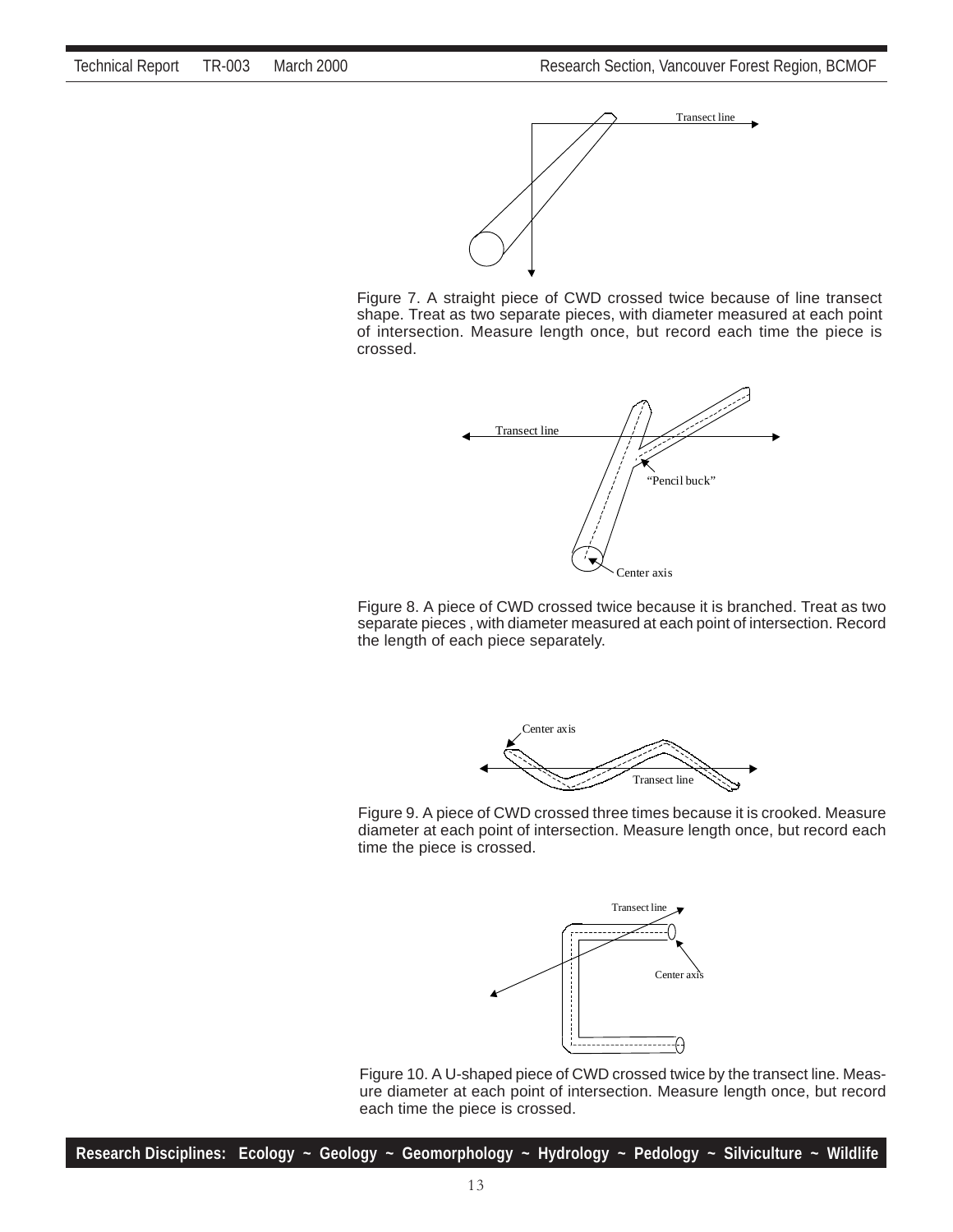Figure 7. A straight piece of CWD crossed twice because of line transect shape. Treat as two separate pieces, with diameter measured at each point of intersection. Measure length once, but record each time the piece is crossed.

Figure 8. A piece of CWD crossed twice because it is branched. Treat as two separate pieces , with diameter measured at each point of intersection. Record the length of each piece separately.

Figure 9. A piece of CWD crossed three times because it is crooked. Measure diameter at each point of intersection. Measure length once, but record each time the piece is crossed.

Figure 10. A U-shaped piece of CWD crossed twice by the transect line. Measure diameter at each point of intersection. Measure length once, but record each time the piece is crossed.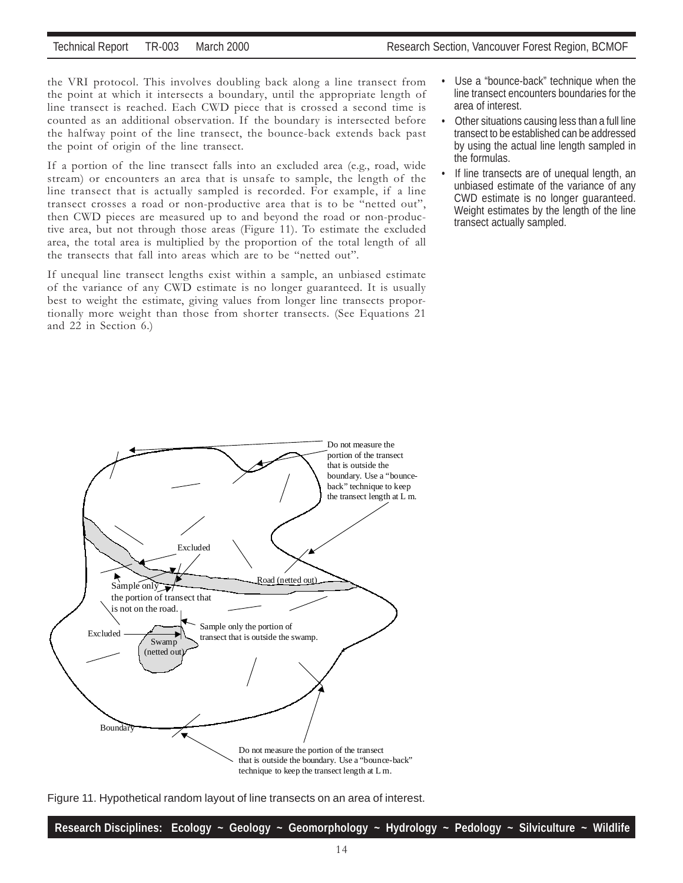the VRI protocol. This involves doubling back along a line transect from the point at which it intersects a boundary, until the appropriate length of line transect is reached. Each CWD piece that is crossed a second time is counted as an additional observation. If the boundary is intersected before the halfway point of the line transect, the bounce-back extends back past the point of origin of the line transect.

If a portion of the line transect falls into an excluded area (e.g., road, wide stream) or encounters an area that is unsafe to sample, the length of the line transect that is actually sampled is recorded. For example, if a line transect crosses a road or non-productive area that is to be "netted out", then CWD pieces are measured up to and beyond the road or non-productive area, but not through those areas (Figure 11). To estimate the excluded area, the total area is multiplied by the proportion of the total length of all the transects that fall into areas which are to be "netted out".

If unequal line transect lengths exist within a sample, an unbiased estimate of the variance of any CWD estimate is no longer guaranteed. It is usually best to weight the estimate, giving values from longer line transects proportionally more weight than those from shorter transects. (See Equations 21 and 22 in Section 6.)

- Use a "bounce-back" technique when the line transect encounters boundaries for the area of interest.
- Other situations causing less than a full line transect to be established can be addressed by using the actual line length sampled in the formulas.
- If line transects are of unequal length, an unbiased estimate of the variance of any CWD estimate is no longer guaranteed. Weight estimates by the length of the line transect actually sampled.

Figure 11. Hypothetical random layout of line transects on an area of interest.

**Research Disciplines: Ecology ~ Geology ~ Geomorphology ~ Hydrology ~ Pedology ~ Silviculture ~ Wildlife**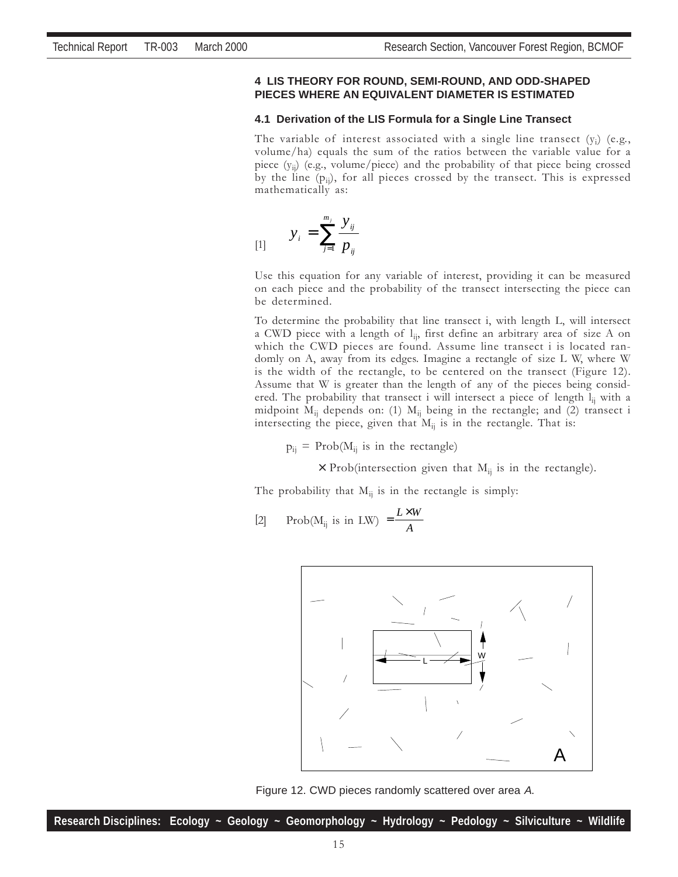## 4 LIS THEORY FOR ROUND, SEMI-ROUND, AND ODD-SHAPED PIECES WHERE AN EQUIVALENT DIAMETER IS ESTIMATED

### 4.1 Derivation of the LIS Formula for a Single Line Transect

The variable of interest associated with a single line transect ($y_i$) (e.g., volume/ha) equals the sum of the ratios between the variable value for a piece ($y_{ij}$) (e.g., volume/piece) and the probability of that piece being crossed by the line ($p_{ij}$), for all pieces crossed by the transect. This is expressed mathematically as:

$$y_i = \sum_{j=1}^{m_i} \frac{y_{ij}}{p_{ij}} \qquad [1]$$

Use this equation for any variable of interest, providing it can be measured on each piece and the probability of the transect intersecting the piece can be determined.

To determine the probability that line transect i, with length L, will intersect a CWD piece with a length of $l_{ij}$, first define an arbitrary area of size A on which the CWD pieces are found. Assume line transect i is located randomly on A, away from its edges. Imagine a rectangle of size L W, where W is the width of the rectangle, to be centered on the transect (Figure 12). Assume that W is greater than the length of any of the pieces being considered. The probability that transect i will intersect a piece of length $l_{ij}$ with a midpoint $M_{ij}$ depends on: (1) $M_{ij}$ being in the rectangle; and (2) transect i intersecting the piece, given that $M_{ij}$ is in the rectangle. That is:

$p_{ij}$ = Prob($M_{ij}$ is in the rectangle)

× Prob(intersection given that $M_{ij}$ is in the rectangle).

The probability that $M_{ij}$ is in the rectangle is simply:

$$\text{Prob}(M_{ij} \text{ is in LW}) = \frac{L \times W}{A} \qquad [2]$$

Figure 12. CWD pieces randomly scattered over area *A*.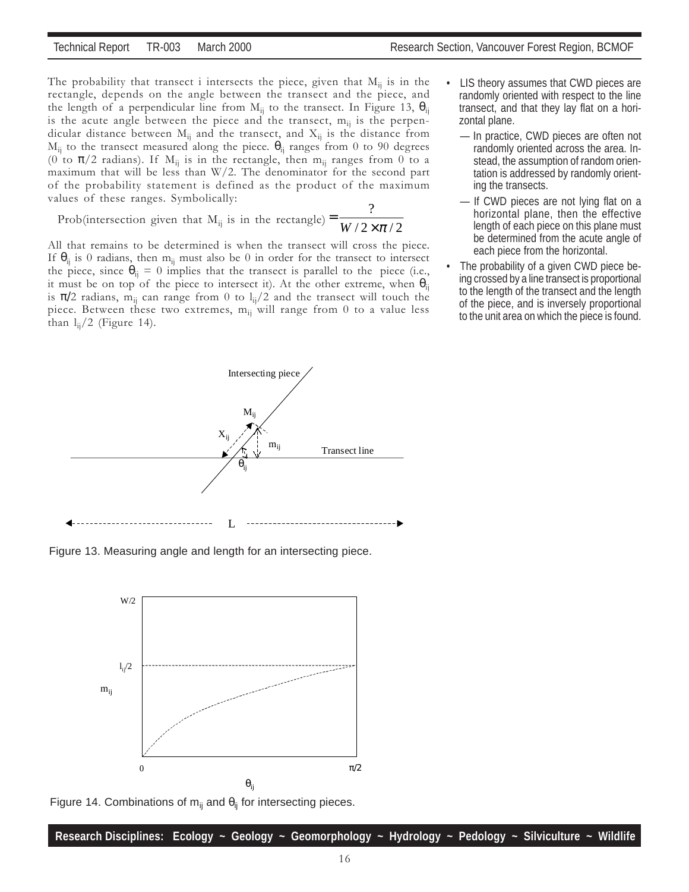The probability that transect i intersects the piece, given that $M_{ij}$ is in the rectangle, depends on the angle between the transect and the piece, and the length of a perpendicular line from $M_{ij}$ to the transect. In Figure 13, $\theta_{ij}$ is the acute angle between the piece and the transect, $m_{ij}$ is the perpendicular distance between $M_{ij}$ and the transect, and $X_{ij}$ is the distance from $M_{ij}$ to the transect measured along the piece. $\theta_{ij}$ ranges from 0 to 90 degrees (0 to $\pi/2$ radians). If $M_{ij}$ is in the rectangle, then $m_{ij}$ ranges from 0 to a maximum that will be less than W/2. The denominator for the second part of the probability statement is defined as the product of the maximum values of these ranges. Symbolically:

$$\text{Prob(intersection given that } M_{ij} \text{ is in the rectangle)} = \frac{?}{W/2 \times \pi/2}$$

All that remains to be determined is when the transect will cross the piece. If $\theta_{ij}$ is 0 radians, then $m_{ij}$ must also be 0 in order for the transect to intersect the piece, since $\theta_{ij} = 0$ implies that the transect is parallel to the piece (i.e., it must be on top of the piece to intersect it). At the other extreme, when $\theta_{ij}$ is $\pi/2$ radians, $m_{ij}$ can range from 0 to $l_{ij}/2$ and the transect will touch the piece. Between these two extremes, $m_{ij}$ will range from 0 to a value less than $l_{ij}/2$ (Figure 14).

- LIS theory assumes that CWD pieces are randomly oriented with respect to the line transect, and that they lay flat on a horizontal plane.
  - — In practice, CWD pieces are often not randomly oriented across the area. Instead, the assumption of random orientation is addressed by randomly orienting the transects.
  - — If CWD pieces are not lying flat on a horizontal plane, then the effective length of each piece on this plane must be determined from the acute angle of each piece from the horizontal.
- The probability of a given CWD piece being crossed by a line transect is proportional to the length of the transect and the length of the piece, and is inversely proportional to the unit area on which the piece is found.

Figure 13. Measuring angle and length for an intersecting piece.

Figure 14. Combinations of $m_{ij}$ and $\theta_{ij}$ for intersecting pieces.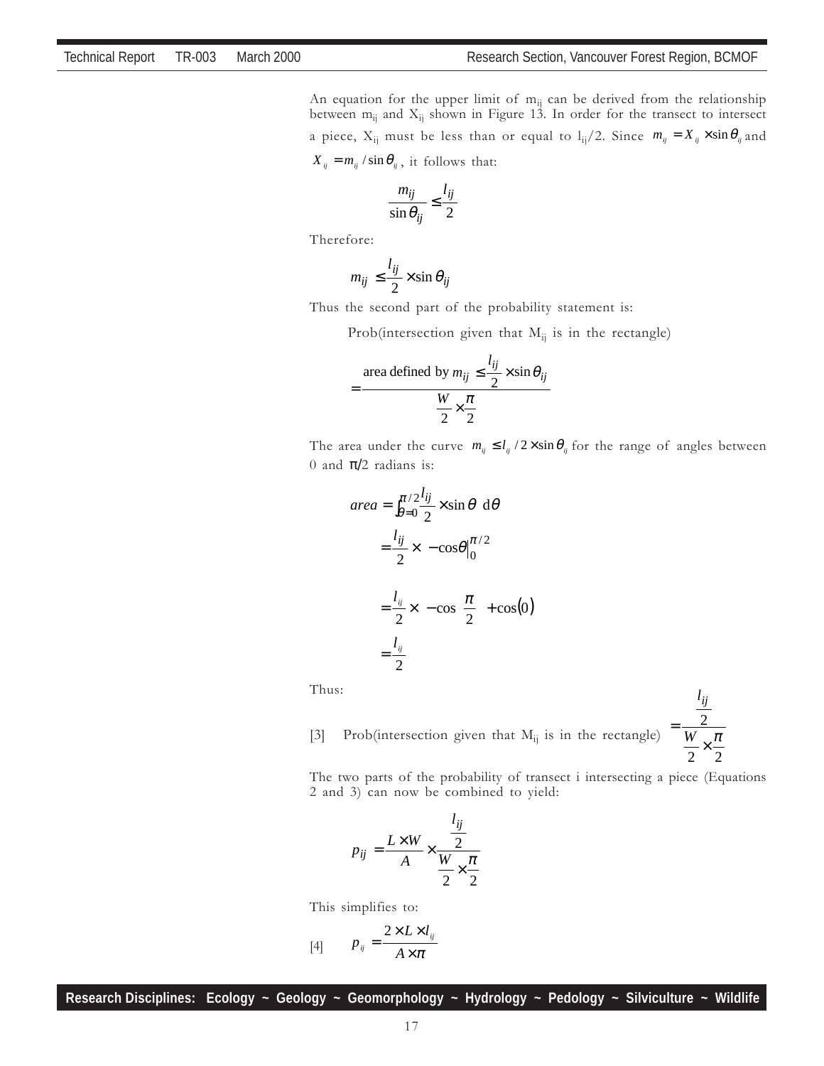An equation for the upper limit of $m_{ij}$ can be derived from the relationship between $m_{ij}$ and $X_{ij}$ shown in Figure 13. In order for the transect to intersect a piece, $X_{ij}$ must be less than or equal to $l_{ij}/2$. Since $m_{ij} = X_{ij} \times \sin\theta_{ij}$ and $X_{ij} = m_{ij} / \sin\theta_{ij}$, it follows that:

$$\frac{m_{ij}}{\sin\theta_{ij}} \leq \frac{l_{ij}}{2}$$

Therefore:

$$m_{ij} \leq \frac{l_{ij}}{2} \times \sin\theta_{ij}$$

Thus the second part of the probability statement is:

Prob(intersection given that $M_{ij}$ is in the rectangle)

$$= \frac{\text{area defined by } m_{ij} \leq \frac{l_{ij}}{2} \times \sin\theta_{ij}}{\frac{W}{2} \times \frac{\pi}{2}}$$

The area under the curve $m_{ij} \leq l_{ij} / 2 \times \sin\theta_{ij}$ for the range of angles between 0 and $\pi/2$ radians is:

$$\begin{aligned}
area &= \int_{\theta=0}^{\pi/2} \frac{l_{ij}}{2} \times \sin\theta \; d\theta \\
&= \frac{l_{ij}}{2} \times \left. -\cos\theta \right|_{0}^{\pi/2} \\
&= \frac{l_{ij}}{2} \times \left( -\cos\left(\frac{\pi}{2}\right) + \cos(0) \right) \\
&= \frac{l_{ij}}{2}
\end{aligned}$$

Thus:

[3] Prob(intersection given that $M_{ij}$ is in the rectangle) $= \dfrac{\frac{l_{ij}}{2}}{\frac{W}{2} \times \frac{\pi}{2}}$

The two parts of the probability of transect i intersecting a piece (Equations 2 and 3) can now be combined to yield:

$$p_{ij} = \frac{L \times W}{A} \times \frac{\frac{l_{ij}}{2}}{\frac{W}{2} \times \frac{\pi}{2}}$$

This simplifies to:

[4] $$p_{ij} = \frac{2 \times L \times l_{ij}}{A \times \pi}$$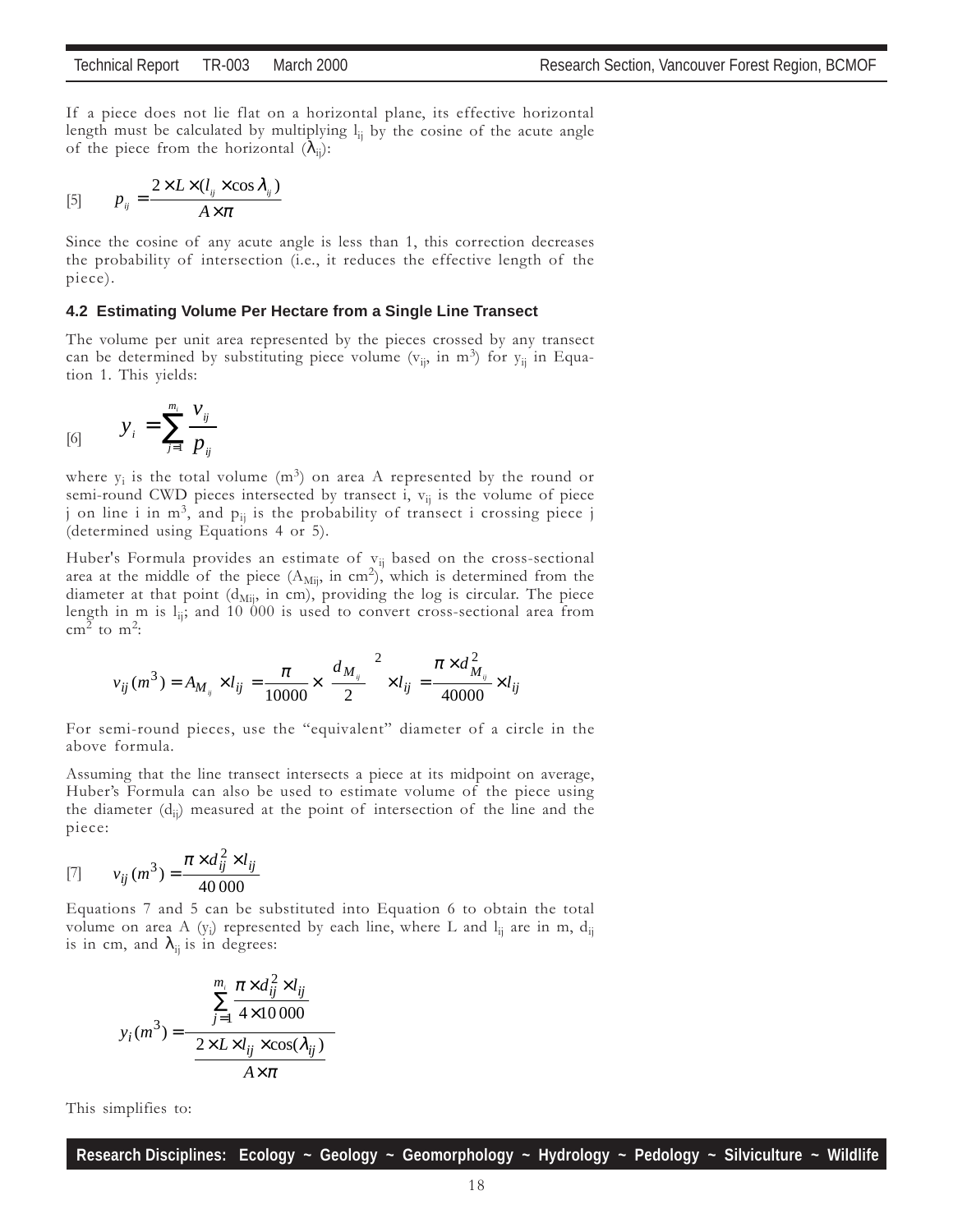If a piece does not lie flat on a horizontal plane, its effective horizontal length must be calculated by multiplying $l_{ij}$ by the cosine of the acute angle of the piece from the horizontal ($\lambda_{ij}$):

$$[5] \qquad p_{ij} = \frac{2 \times L \times (l_{ij} \times \cos \lambda_{ij})}{A \times \pi}$$

Since the cosine of any acute angle is less than 1, this correction decreases the probability of intersection (i.e., it reduces the effective length of the piece).

### 4.2 Estimating Volume Per Hectare from a Single Line Transect

The volume per unit area represented by the pieces crossed by any transect can be determined by substituting piece volume ($v_{ij}$, in $m^3$) for $y_{ij}$ in Equation 1. This yields:

$$[6] \qquad y_i = \sum_{j=1}^{m_i} \frac{v_{ij}}{p_{ij}}$$

where $y_i$ is the total volume ($m^3$) on area A represented by the round or semi-round CWD pieces intersected by transect i, $v_{ij}$ is the volume of piece j on line i in $m^3$, and $p_{ij}$ is the probability of transect i crossing piece j (determined using Equations 4 or 5).

Huber's Formula provides an estimate of $v_{ij}$ based on the cross-sectional area at the middle of the piece ($A_{Mij}$, in $cm^2$), which is determined from the diameter at that point ($d_{Mij}$, in cm), providing the log is circular. The piece length in m is $l_{ij}$; and 10 000 is used to convert cross-sectional area from $cm^2$ to $m^2$:

$$v_{ij}(m^3) = A_{M_{ij}} \times l_{ij} = \frac{\pi}{10000} \times \left(\frac{d_{M_{ij}}}{2}\right)^2 \times l_{ij} = \frac{\pi \times d_{M_{ij}}^2}{40000} \times l_{ij}$$

For semi-round pieces, use the "equivalent" diameter of a circle in the above formula.

Assuming that the line transect intersects a piece at its midpoint on average, Huber's Formula can also be used to estimate volume of the piece using the diameter ($d_{ij}$) measured at the point of intersection of the line and the piece:

$$[7] \qquad v_{ij}(m^3) = \frac{\pi \times d_{ij}^2 \times l_{ij}}{40\,000}$$

Equations 7 and 5 can be substituted into Equation 6 to obtain the total volume on area A ($y_i$) represented by each line, where L and $l_{ij}$ are in m, $d_{ij}$ is in cm, and $\lambda_{ij}$ is in degrees:

$$y_i(m^3) = \frac{\displaystyle\sum_{j=1}^{m_i} \frac{\pi \times d_{ij}^2 \times l_{ij}}{4 \times 10\,000}}{\dfrac{2 \times L \times l_{ij} \times \cos(\lambda_{ij})}{A \times \pi}}$$

This simplifies to: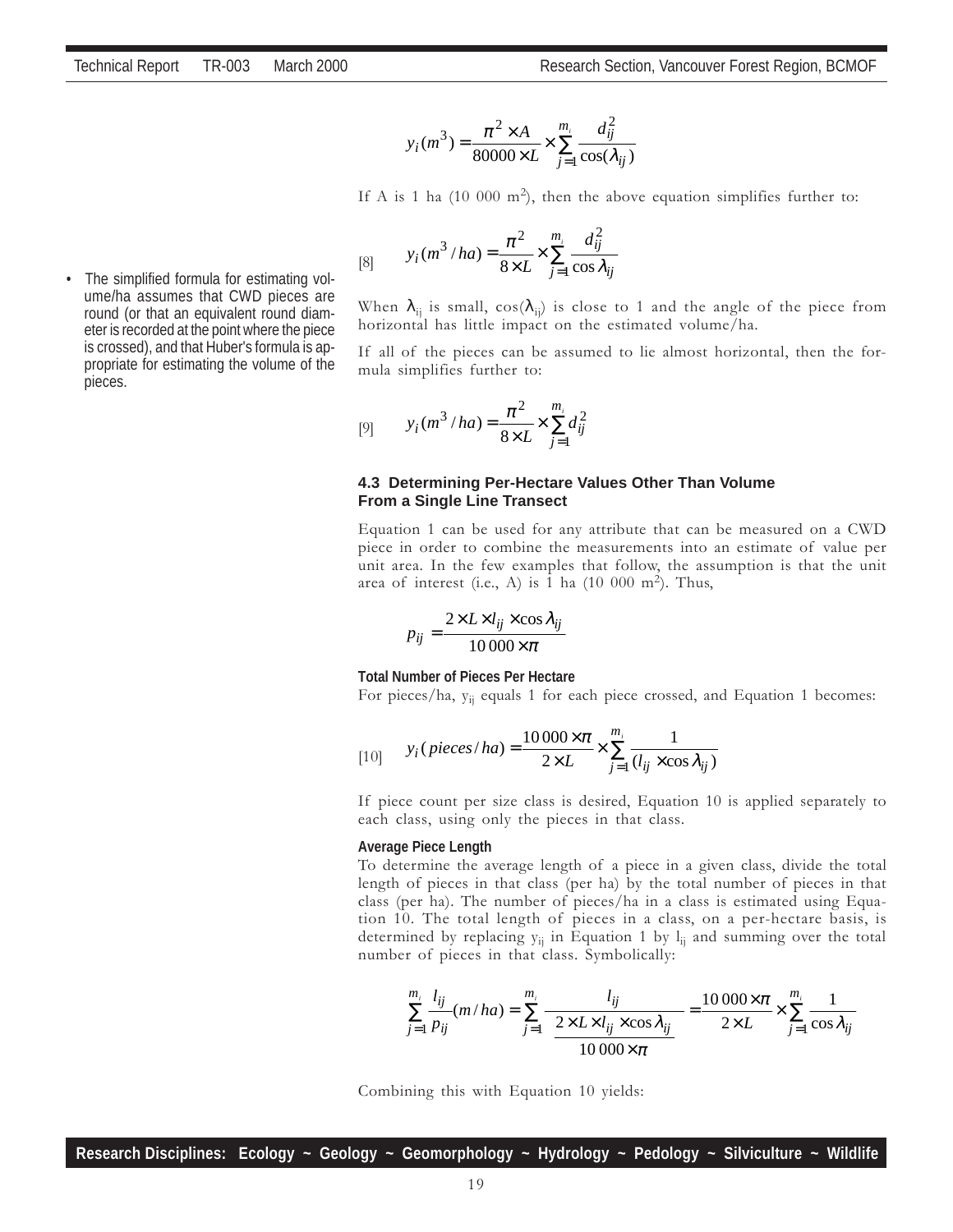$$y_i(m^3) = \frac{\pi^2 \times A}{80000 \times L} \times \sum_{j=1}^{m_i} \frac{d_{ij}^2}{\cos(\lambda_{ij})}$$

If A is 1 ha (10 000 $m^2$), then the above equation simplifies further to:

$$[8] \quad y_i(m^3/ha) = \frac{\pi^2}{8 \times L} \times \sum_{j=1}^{m_i} \frac{d_{ij}^2}{\cos \lambda_{ij}}$$

- The simplified formula for estimating volume/ha assumes that CWD pieces are round (or that an equivalent round diameter is recorded at the point where the piece is crossed), and that Huber's formula is appropriate for estimating the volume of the pieces.

When $\lambda_{ij}$ is small, $\cos(\lambda_{ij})$ is close to 1 and the angle of the piece from horizontal has little impact on the estimated volume/ha.

If all of the pieces can be assumed to lie almost horizontal, then the formula simplifies further to:

$$[9] \quad y_i(m^3/ha) = \frac{\pi^2}{8 \times L} \times \sum_{j=1}^{m_i} d_{ij}^2$$

### 4.3 Determining Per-Hectare Values Other Than Volume From a Single Line Transect

Equation 1 can be used for any attribute that can be measured on a CWD piece in order to combine the measurements into an estimate of value per unit area. In the few examples that follow, the assumption is that the unit area of interest (i.e., A) is 1 ha (10 000 $m^2$). Thus,

$$p_{ij} = \frac{2 \times L \times l_{ij} \times \cos \lambda_{ij}}{10\,000 \times \pi}$$

**Total Number of Pieces Per Hectare**

For pieces/ha, $y_{ij}$ equals 1 for each piece crossed, and Equation 1 becomes:

$$[10] \quad y_i(pieces/ha) = \frac{10\,000 \times \pi}{2 \times L} \times \sum_{j=1}^{m_i} \frac{1}{(l_{ij} \times \cos \lambda_{ij})}$$

If piece count per size class is desired, Equation 10 is applied separately to each class, using only the pieces in that class.

**Average Piece Length**

To determine the average length of a piece in a given class, divide the total length of pieces in that class (per ha) by the total number of pieces in that class (per ha). The number of pieces/ha in a class is estimated using Equation 10. The total length of pieces in a class, on a per-hectare basis, is determined by replacing $y_{ij}$ in Equation 1 by $l_{ij}$ and summing over the total number of pieces in that class. Symbolically:

$$\sum_{j=1}^{m_i} \frac{l_{ij}}{p_{ij}}(m/ha) = \sum_{j=1}^{m_i} \frac{l_{ij}}{\frac{2 \times L \times l_{ij} \times \cos \lambda_{ij}}{10\,000 \times \pi}} = \frac{10\,000 \times \pi}{2 \times L} \times \sum_{j=1}^{m_i} \frac{1}{\cos \lambda_{ij}}$$

Combining this with Equation 10 yields: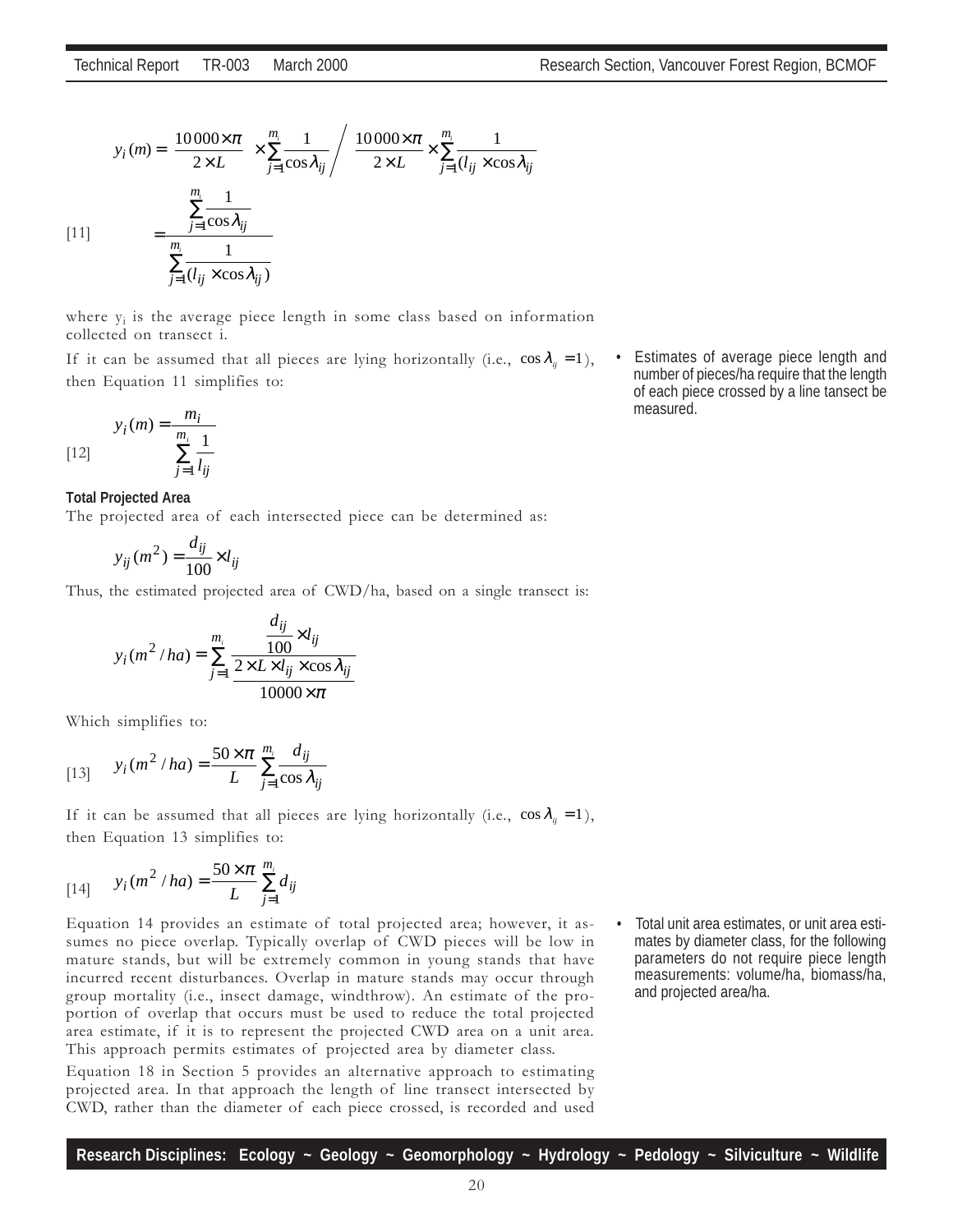$$y_i(m) = \frac{10\,000 \times \pi}{2 \times L} \times \sum_{j=1}^{m_i} \frac{1}{\cos \lambda_{ij}} \bigg/ \frac{10\,000 \times \pi}{2 \times L} \times \sum_{j=1}^{m_i} \frac{1}{(l_{ij} \times \cos \lambda_{ij}}$$

$$[11] \quad = \frac{\sum_{j=1}^{m_i} \frac{1}{\cos \lambda_{ij}}}{\sum_{j=1}^{m_i} \frac{1}{(l_{ij} \times \cos \lambda_{ij})}}$$

where $y_i$ is the average piece length in some class based on information collected on transect i.

If it can be assumed that all pieces are lying horizontally (i.e., $\cos \lambda_{ij} = 1$), then Equation 11 simplifies to:

$$[12] \quad y_i(m) = \frac{m_i}{\sum_{j=1}^{m_i} \frac{1}{l_{ij}}}$$

- Estimates of average piece length and number of pieces/ha require that the length of each piece crossed by a line tansect be measured.

**Total Projected Area**

The projected area of each intersected piece can be determined as:

$$y_{ij}(m^2) = \frac{d_{ij}}{100} \times l_{ij}$$

Thus, the estimated projected area of CWD/ha, based on a single transect is:

$$y_i(m^2/ha) = \sum_{j=1}^{m_i} \frac{\frac{d_{ij}}{100} \times l_{ij}}{\frac{2 \times L \times l_{ij} \times \cos \lambda_{ij}}{10000 \times \pi}}$$

Which simplifies to:

$$[13] \quad y_i(m^2/ha) = \frac{50 \times \pi}{L} \sum_{j=1}^{m_i} \frac{d_{ij}}{\cos \lambda_{ij}}$$

If it can be assumed that all pieces are lying horizontally (i.e., $\cos \lambda_{ij} = 1$), then Equation 13 simplifies to:

$$[14] \quad y_i(m^2/ha) = \frac{50 \times \pi}{L} \sum_{j=1}^{m_i} d_{ij}$$

Equation 14 provides an estimate of total projected area; however, it assumes no piece overlap. Typically overlap of CWD pieces will be low in mature stands, but will be extremely common in young stands that have incurred recent disturbances. Overlap in mature stands may occur through group mortality (i.e., insect damage, windthrow). An estimate of the proportion of overlap that occurs must be used to reduce the total projected area estimate, if it is to represent the projected CWD area on a unit area. This approach permits estimates of projected area by diameter class.

- Total unit area estimates, or unit area estimates by diameter class, for the following parameters do not require piece length measurements: volume/ha, biomass/ha, and projected area/ha.

Equation 18 in Section 5 provides an alternative approach to estimating projected area. In that approach the length of line transect intersected by CWD, rather than the diameter of each piece crossed, is recorded and used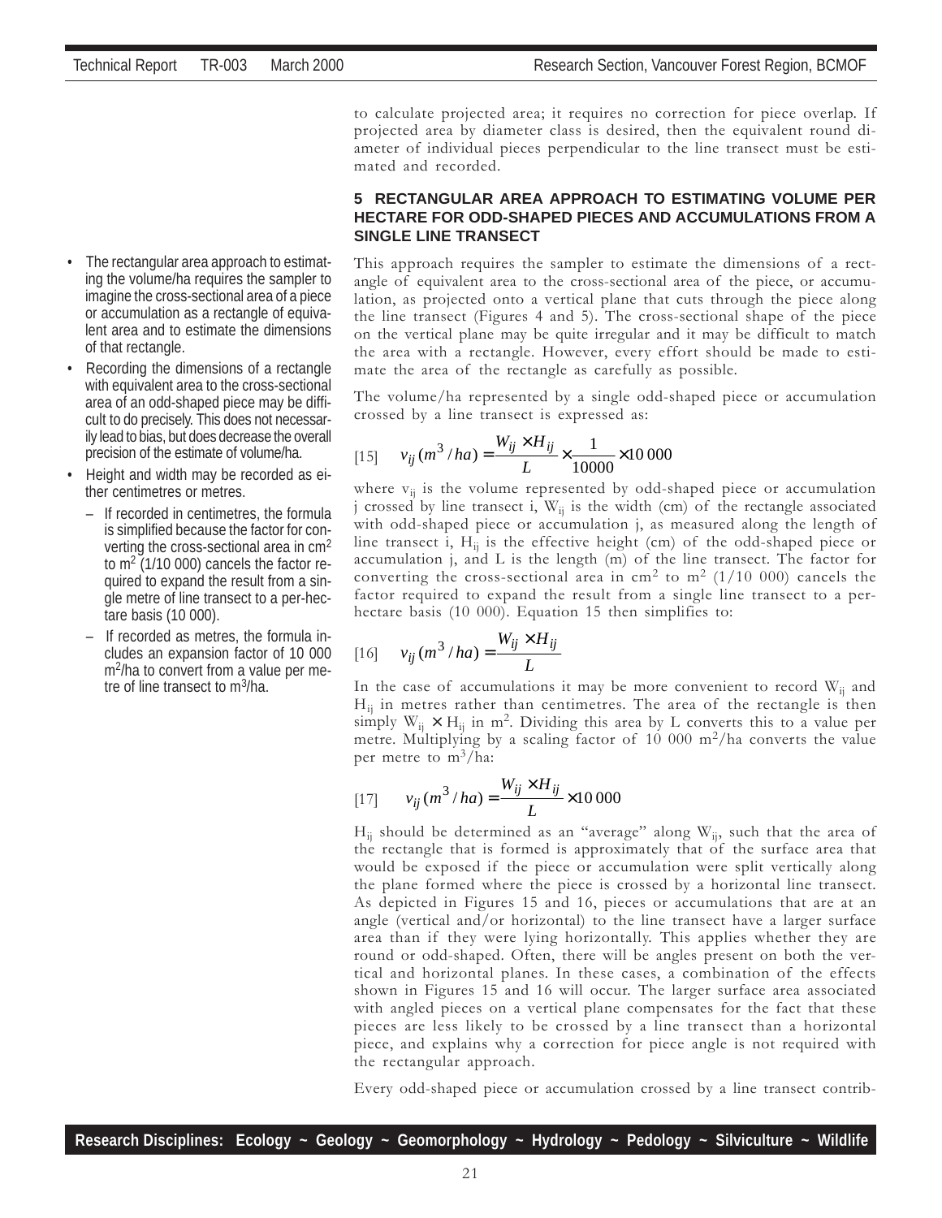to calculate projected area; it requires no correction for piece overlap. If projected area by diameter class is desired, then the equivalent round diameter of individual pieces perpendicular to the line transect must be estimated and recorded.

## 5 RECTANGULAR AREA APPROACH TO ESTIMATING VOLUME PER HECTARE FOR ODD-SHAPED PIECES AND ACCUMULATIONS FROM A SINGLE LINE TRANSECT

- The rectangular area approach to estimating the volume/ha requires the sampler to imagine the cross-sectional area of a piece or accumulation as a rectangle of equivalent area and to estimate the dimensions of that rectangle.
- Recording the dimensions of a rectangle with equivalent area to the cross-sectional area of an odd-shaped piece may be difficult to do precisely. This does not necessarily lead to bias, but does decrease the overall precision of the estimate of volume/ha.
- Height and width may be recorded as either centimetres or metres.
  - If recorded in centimetres, the formula is simplified because the factor for converting the cross-sectional area in cm$^2$ to m$^2$ (1/10 000) cancels the factor required to expand the result from a single metre of line transect to a per-hectare basis (10 000).
  - If recorded as metres, the formula includes an expansion factor of 10 000 m$^2$/ha to convert from a value per metre of line transect to m$^3$/ha.

This approach requires the sampler to estimate the dimensions of a rectangle of equivalent area to the cross-sectional area of the piece, or accumulation, as projected onto a vertical plane that cuts through the piece along the line transect (Figures 4 and 5). The cross-sectional shape of the piece on the vertical plane may be quite irregular and it may be difficult to match the area with a rectangle. However, every effort should be made to estimate the area of the rectangle as carefully as possible.

The volume/ha represented by a single odd-shaped piece or accumulation crossed by a line transect is expressed as:

$$[15] \quad v_{ij}(m^3/ha) = \frac{W_{ij} \times H_{ij}}{L} \times \frac{1}{10000} \times 10\,000$$

where $v_{ij}$ is the volume represented by odd-shaped piece or accumulation j crossed by line transect i, $W_{ij}$ is the width (cm) of the rectangle associated with odd-shaped piece or accumulation j, as measured along the length of line transect i, $H_{ij}$ is the effective height (cm) of the odd-shaped piece or accumulation j, and L is the length (m) of the line transect. The factor for converting the cross-sectional area in cm$^2$ to m$^2$ (1/10 000) cancels the factor required to expand the result from a single line transect to a per-hectare basis (10 000). Equation 15 then simplifies to:

$$[16] \quad v_{ij}(m^3/ha) = \frac{W_{ij} \times H_{ij}}{L}$$

In the case of accumulations it may be more convenient to record $W_{ij}$ and $H_{ij}$ in metres rather than centimetres. The area of the rectangle is then simply $W_{ij} \times H_{ij}$ in m$^2$. Dividing this area by L converts this to a value per metre. Multiplying by a scaling factor of 10 000 m$^2$/ha converts the value per metre to m$^3$/ha:

$$[17] \quad v_{ij}(m^3/ha) = \frac{W_{ij} \times H_{ij}}{L} \times 10\,000$$

$H_{ij}$ should be determined as an "average" along $W_{ij}$, such that the area of the rectangle that is formed is approximately that of the surface area that would be exposed if the piece or accumulation were split vertically along the plane formed where the piece is crossed by a horizontal line transect. As depicted in Figures 15 and 16, pieces or accumulations that are at an angle (vertical and/or horizontal) to the line transect have a larger surface area than if they were lying horizontally. This applies whether they are round or odd-shaped. Often, there will be angles present on both the vertical and horizontal planes. In these cases, a combination of the effects shown in Figures 15 and 16 will occur. The larger surface area associated with angled pieces on a vertical plane compensates for the fact that these pieces are less likely to be crossed by a line transect than a horizontal piece, and explains why a correction for piece angle is not required with the rectangular approach.

Every odd-shaped piece or accumulation crossed by a line transect contrib-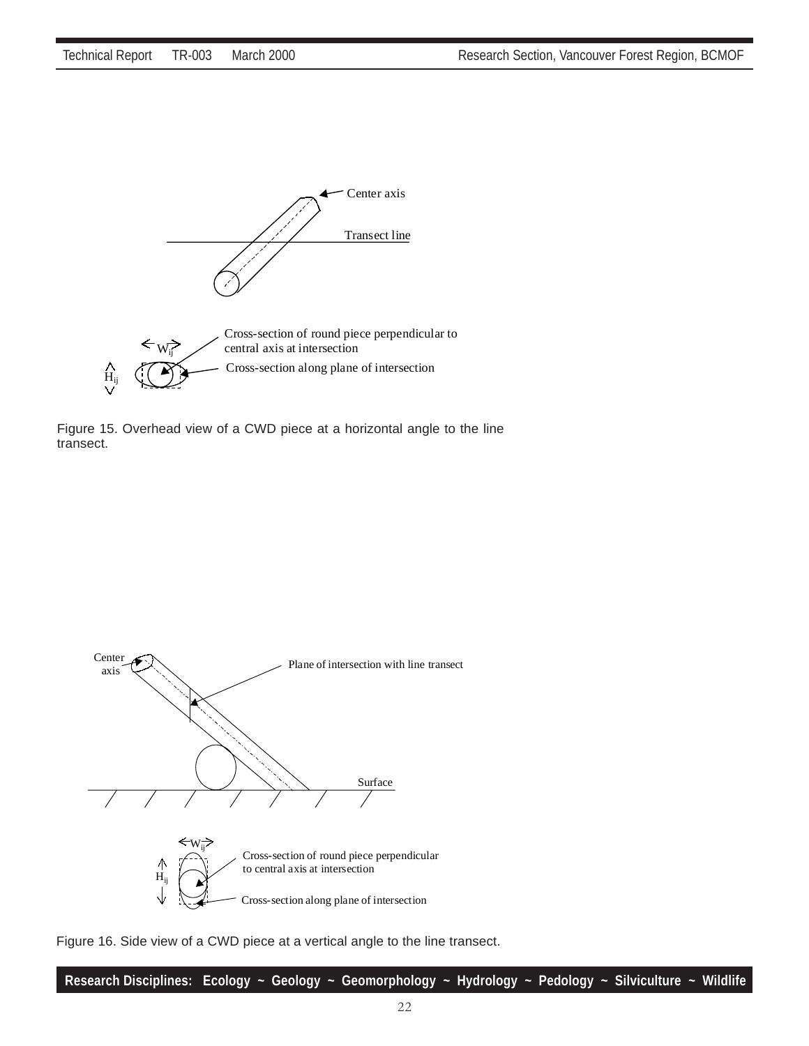Center axis

Transect line

Cross-section of round piece perpendicular to central axis at intersection

$W_{ij}$

$H_{ij}$

Cross-section along plane of intersection

Figure 15. Overhead view of a CWD piece at a horizontal angle to the line transect.

Center axis

Plane of intersection with line transect

Surface

$W_{ij}$

$H_{ij}$

Cross-section of round piece perpendicular to central axis at intersection

Cross-section along plane of intersection

Figure 16. Side view of a CWD piece at a vertical angle to the line transect.

**Research Disciplines: Ecology ~ Geology ~ Geomorphology ~ Hydrology ~ Pedology ~ Silviculture ~ Wildlife**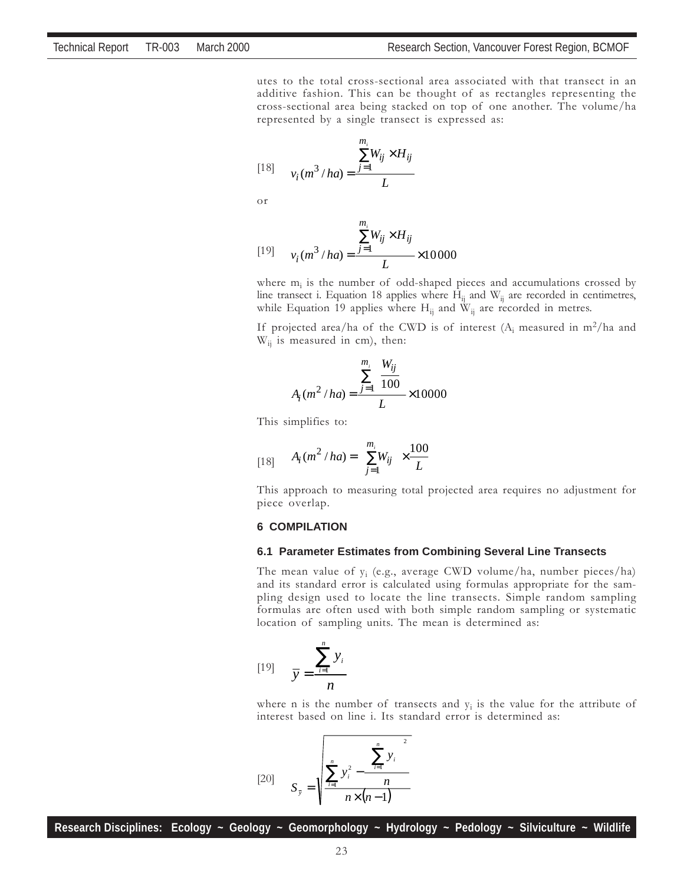utes to the total cross-sectional area associated with that transect in an additive fashion. This can be thought of as rectangles representing the cross-sectional area being stacked on top of one another. The volume/ha represented by a single transect is expressed as:

$$[18] \quad v_i(m^3/ha) = \frac{\sum_{j=1}^{m_i} W_{ij} \times H_{ij}}{L}$$

or

$$[19] \quad v_i(m^3/ha) = \frac{\sum_{j=1}^{m_i} W_{ij} \times H_{ij}}{L} \times 10\,000$$

where $m_i$ is the number of odd-shaped pieces and accumulations crossed by line transect i. Equation 18 applies where $H_{ij}$ and $W_{ij}$ are recorded in centimetres, while Equation 19 applies where $H_{ij}$ and $W_{ij}$ are recorded in metres.

If projected area/ha of the CWD is of interest ($A_i$ measured in $m^2$/ha and $W_{ij}$ is measured in cm), then:

$$A_i(m^2/ha) = \frac{\sum_{j=1}^{m_i} \frac{W_{ij}}{100}}{L} \times 10000$$

This simplifies to:

$$[18] \quad A_i(m^2/ha) = \sum_{j=1}^{m_i} W_{ij} \times \frac{100}{L}$$

This approach to measuring total projected area requires no adjustment for piece overlap.

## 6 COMPILATION

### 6.1 Parameter Estimates from Combining Several Line Transects

The mean value of $y_i$ (e.g., average CWD volume/ha, number pieces/ha) and its standard error is calculated using formulas appropriate for the sampling design used to locate the line transects. Simple random sampling formulas are often used with both simple random sampling or systematic location of sampling units. The mean is determined as:

$$[19] \quad \bar{y} = \frac{\sum_{i=1}^{n} y_i}{n}$$

where n is the number of transects and $y_i$ is the value for the attribute of interest based on line i. Its standard error is determined as:

$$[20] \quad S_{\bar{y}} = \sqrt{\frac{\sum_{i=1}^{n} y_i^2 - \frac{\left(\sum_{i=1}^{n} y_i\right)^2}{n}}{n \times (n-1)}}$$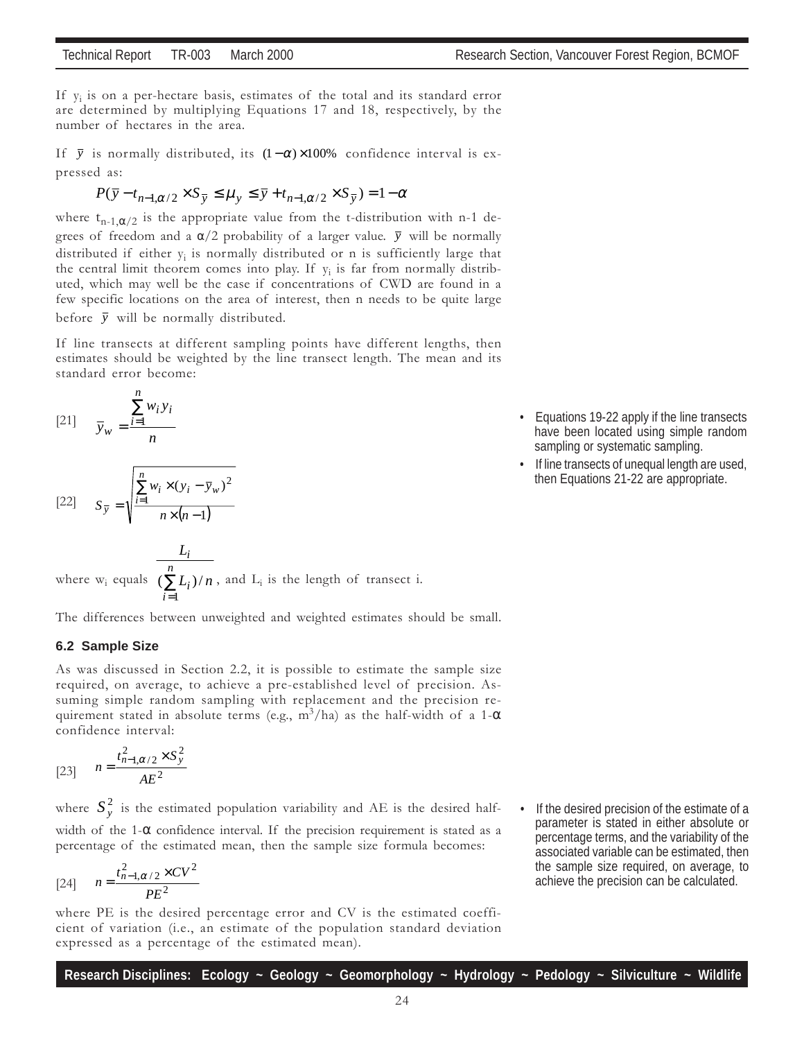If $y_i$ is on a per-hectare basis, estimates of the total and its standard error are determined by multiplying Equations 17 and 18, respectively, by the number of hectares in the area.

If $\bar{y}$ is normally distributed, its $(1-\alpha)\times 100\%$ confidence interval is expressed as:

$$P(\bar{y} - t_{n-1,\alpha/2} \times S_{\bar{y}} \leq \mu_y \leq \bar{y} + t_{n-1,\alpha/2} \times S_{\bar{y}}) = 1-\alpha$$

where $t_{n-1,\alpha/2}$ is the appropriate value from the t-distribution with n-1 degrees of freedom and a $\alpha/2$ probability of a larger value. $\bar{y}$ will be normally distributed if either $y_i$ is normally distributed or n is sufficiently large that the central limit theorem comes into play. If $y_i$ is far from normally distributed, which may well be the case if concentrations of CWD are found in a few specific locations on the area of interest, then n needs to be quite large before $\bar{y}$ will be normally distributed.

If line transects at different sampling points have different lengths, then estimates should be weighted by the line transect length. The mean and its standard error become:

- Equations 19-22 apply if the line transects have been located using simple random sampling or systematic sampling.
- If line transects of unequal length are used, then Equations 21-22 are appropriate.

[21] $$\bar{y}_w = \frac{\sum_{i=1}^{n} w_i y_i}{n}$$

[22] $$S_{\bar{y}} = \sqrt{\frac{\sum_{i=1}^{n} w_i \times (y_i - \bar{y}_w)^2}{n \times (n-1)}}$$

where $w_i$ equals $\frac{L_i}{(\sum_{i=1}^{n} L_i)/n}$, and $L_i$ is the length of transect i.

The differences between unweighted and weighted estimates should be small.

### 6.2 Sample Size

As was discussed in Section 2.2, it is possible to estimate the sample size required, on average, to achieve a pre-established level of precision. Assuming simple random sampling with replacement and the precision requirement stated in absolute terms (e.g., $m^3$/ha) as the half-width of a 1-$\alpha$ confidence interval:

[23] $$n = \frac{t_{n-1,\alpha/2}^2 \times S_y^2}{AE^2}$$

where $S_y^2$ is the estimated population variability and AE is the desired half-width of the 1-$\alpha$ confidence interval. If the precision requirement is stated as a percentage of the estimated mean, then the sample size formula becomes:

- If the desired precision of the estimate of a parameter is stated in either absolute or percentage terms, and the variability of the associated variable can be estimated, then the sample size required, on average, to achieve the precision can be calculated.

[24] $$n = \frac{t_{n-1,\alpha/2}^2 \times CV^2}{PE^2}$$

where PE is the desired percentage error and CV is the estimated coefficient of variation (i.e., an estimate of the population standard deviation expressed as a percentage of the estimated mean).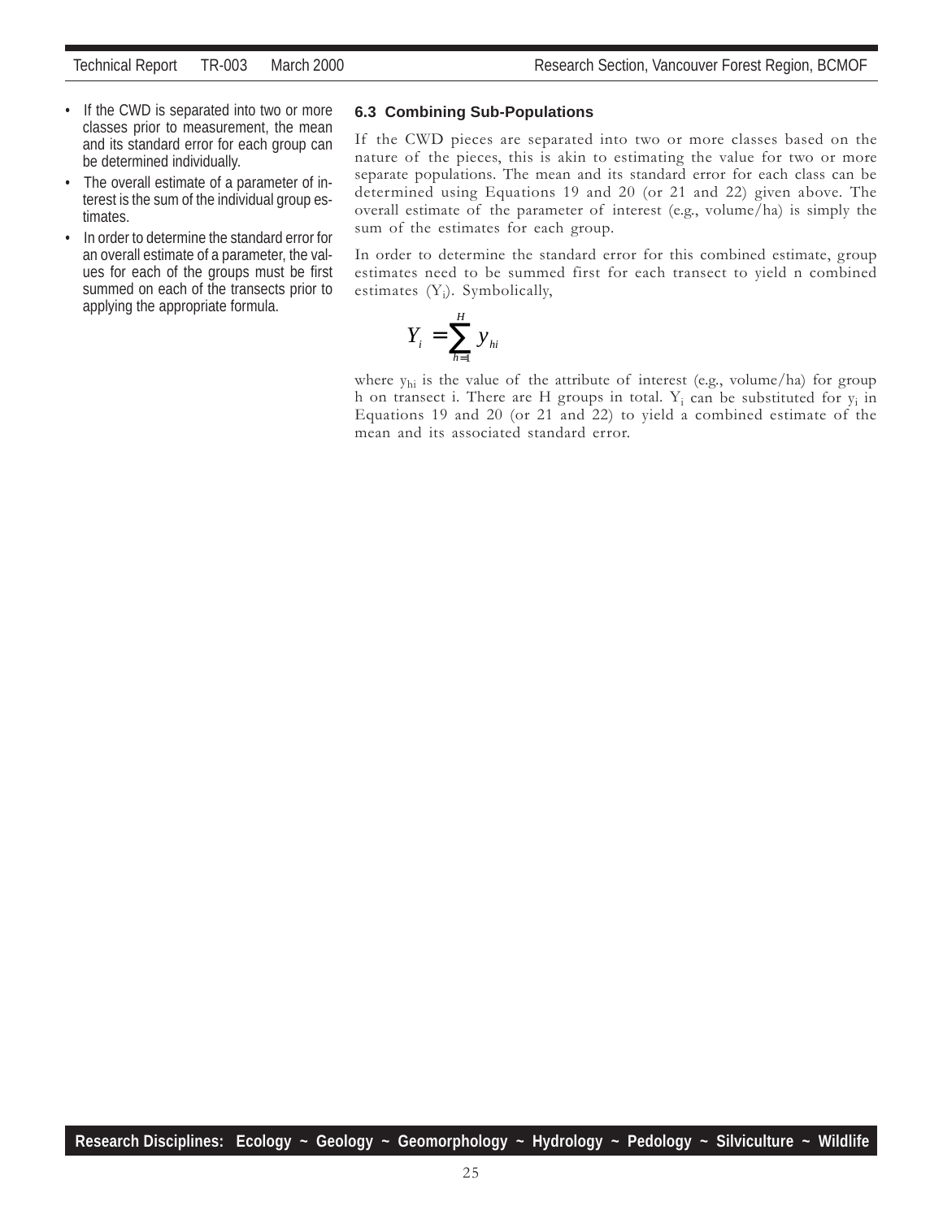- If the CWD is separated into two or more classes prior to measurement, the mean and its standard error for each group can be determined individually.
- The overall estimate of a parameter of interest is the sum of the individual group estimates.
- In order to determine the standard error for an overall estimate of a parameter, the values for each of the groups must be first summed on each of the transects prior to applying the appropriate formula.

### 6.3 Combining Sub-Populations

If the CWD pieces are separated into two or more classes based on the nature of the pieces, this is akin to estimating the value for two or more separate populations. The mean and its standard error for each class can be determined using Equations 19 and 20 (or 21 and 22) given above. The overall estimate of the parameter of interest (e.g., volume/ha) is simply the sum of the estimates for each group.

In order to determine the standard error for this combined estimate, group estimates need to be summed first for each transect to yield n combined estimates ($Y_i$). Symbolically,

$$Y_i = \sum_{h=1}^{H} y_{hi}$$

where $y_{hi}$ is the value of the attribute of interest (e.g., volume/ha) for group h on transect i. There are H groups in total. $Y_i$ can be substituted for $y_i$ in Equations 19 and 20 (or 21 and 22) to yield a combined estimate of the mean and its associated standard error.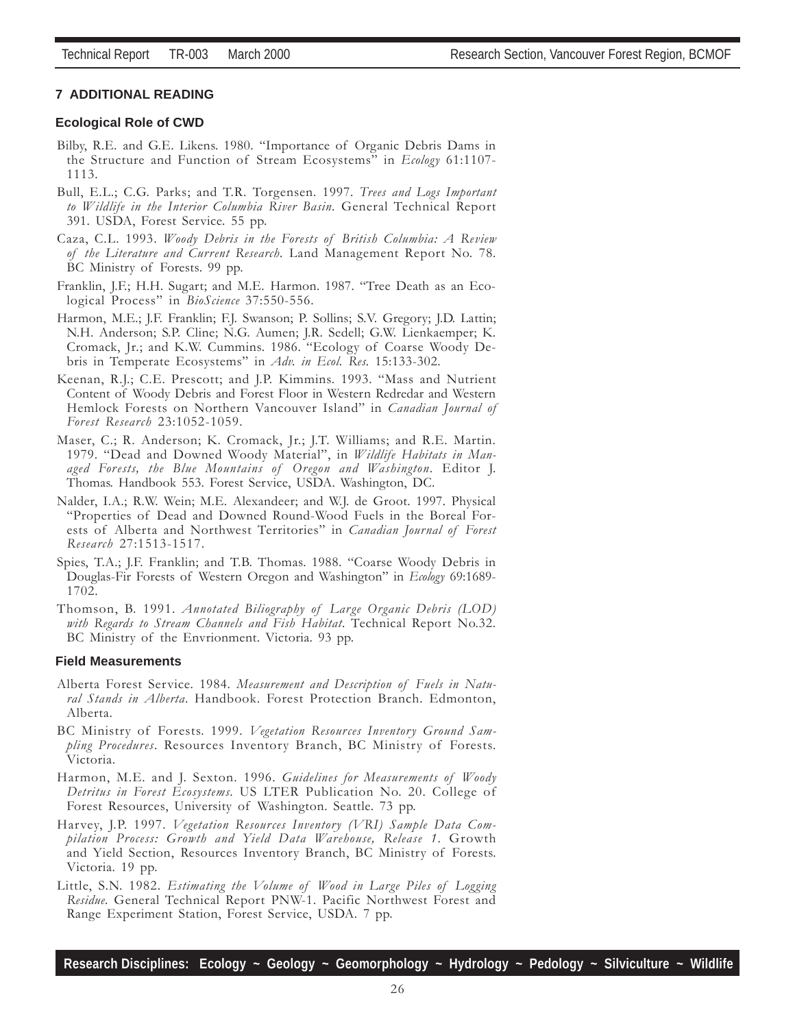## 7 ADDITIONAL READING

### Ecological Role of CWD

Bilby, R.E. and G.E. Likens. 1980. "Importance of Organic Debris Dams in the Structure and Function of Stream Ecosystems" in *Ecology* 61:1107-1113.

Bull, E.L.; C.G. Parks; and T.R. Torgensen. 1997. *Trees and Logs Important to Wildlife in the Interior Columbia River Basin.* General Technical Report 391. USDA, Forest Service. 55 pp.

Caza, C.L. 1993. *Woody Debris in the Forests of British Columbia: A Review of the Literature and Current Research.* Land Management Report No. 78. BC Ministry of Forests. 99 pp.

Franklin, J.F.; H.H. Sugart; and M.E. Harmon. 1987. "Tree Death as an Ecological Process" in *BioScience* 37:550-556.

Harmon, M.E.; J.F. Franklin; F.J. Swanson; P. Sollins; S.V. Gregory; J.D. Lattin; N.H. Anderson; S.P. Cline; N.G. Aumen; J.R. Sedell; G.W. Lienkaemper; K. Cromack, Jr.; and K.W. Cummins. 1986. "Ecology of Coarse Woody Debris in Temperate Ecosystems" in *Adv. in Ecol. Res.* 15:133-302.

Keenan, R.J.; C.E. Prescott; and J.P. Kimmins. 1993. "Mass and Nutrient Content of Woody Debris and Forest Floor in Western Redredar and Western Hemlock Forests on Northern Vancouver Island" in *Canadian Journal of Forest Research* 23:1052-1059.

Maser, C.; R. Anderson; K. Cromack, Jr.; J.T. Williams; and R.E. Martin. 1979. "Dead and Downed Woody Material", in *Wildlife Habitats in Managed Forests, the Blue Mountains of Oregon and Washington*. Editor J. Thomas. Handbook 553. Forest Service, USDA. Washington, DC.

Nalder, I.A.; R.W. Wein; M.E. Alexandeer; and W.J. de Groot. 1997. Physical "Properties of Dead and Downed Round-Wood Fuels in the Boreal Forests of Alberta and Northwest Territories" in *Canadian Journal of Forest Research* 27:1513-1517.

Spies, T.A.; J.F. Franklin; and T.B. Thomas. 1988. "Coarse Woody Debris in Douglas-Fir Forests of Western Oregon and Washington" in *Ecology* 69:1689-1702.

Thomson, B. 1991. *Annotated Biliography of Large Organic Debris (LOD) with Regards to Stream Channels and Fish Habitat.* Technical Report No.32. BC Ministry of the Envrionment. Victoria. 93 pp.

### Field Measurements

Alberta Forest Service. 1984. *Measurement and Description of Fuels in Natural Stands in Alberta.* Handbook. Forest Protection Branch. Edmonton, Alberta.

BC Ministry of Forests. 1999. *Vegetation Resources Inventory Ground Sampling Procedures*. Resources Inventory Branch, BC Ministry of Forests. Victoria.

Harmon, M.E. and J. Sexton. 1996. *Guidelines for Measurements of Woody Detritus in Forest Ecosystems.* US LTER Publication No. 20. College of Forest Resources, University of Washington. Seattle. 73 pp.

Harvey, J.P. 1997. *Vegetation Resources Inventory (VRI) Sample Data Compilation Process: Growth and Yield Data Warehouse, Release 1.* Growth and Yield Section, Resources Inventory Branch, BC Ministry of Forests. Victoria. 19 pp.

Little, S.N. 1982. *Estimating the Volume of Wood in Large Piles of Logging Residue.* General Technical Report PNW-1. Pacific Northwest Forest and Range Experiment Station, Forest Service, USDA. 7 pp.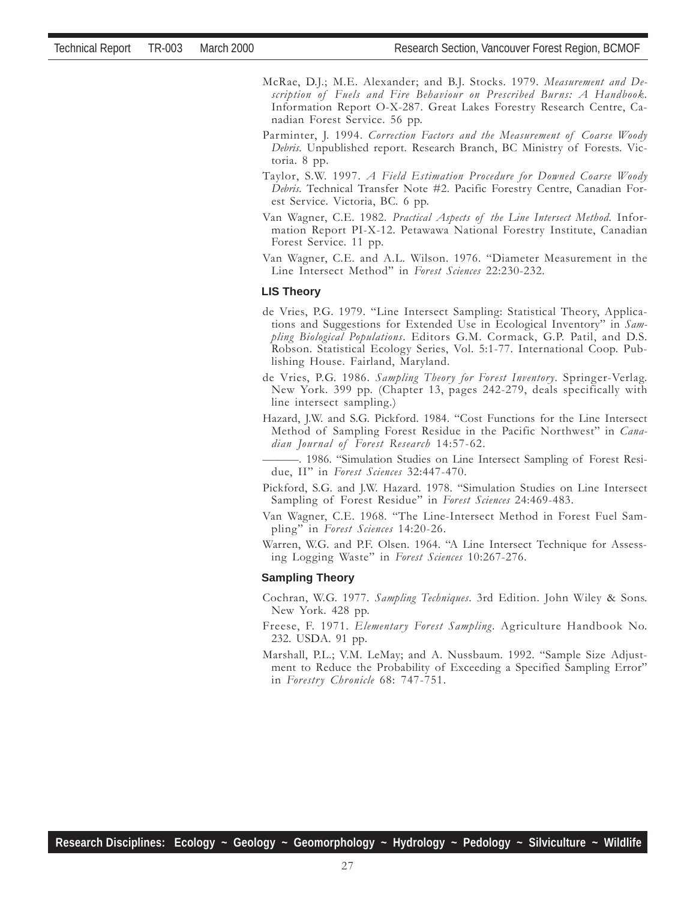McRae, D.J.; M.E. Alexander; and B.J. Stocks. 1979. *Measurement and Description of Fuels and Fire Behaviour on Prescribed Burns: A Handbook*. Information Report O-X-287. Great Lakes Forestry Research Centre, Canadian Forest Service. 56 pp.

Parminter, J. 1994. *Correction Factors and the Measurement of Coarse Woody Debris*. Unpublished report. Research Branch, BC Ministry of Forests. Victoria. 8 pp.

Taylor, S.W. 1997. *A Field Estimation Procedure for Downed Coarse Woody Debris*. Technical Transfer Note #2. Pacific Forestry Centre, Canadian Forest Service. Victoria, BC. 6 pp.

Van Wagner, C.E. 1982. *Practical Aspects of the Line Intersect Method*. Information Report PI-X-12. Petawawa National Forestry Institute, Canadian Forest Service. 11 pp.

Van Wagner, C.E. and A.L. Wilson. 1976. "Diameter Measurement in the Line Intersect Method" in *Forest Sciences* 22:230-232.

### LIS Theory

de Vries, P.G. 1979. "Line Intersect Sampling: Statistical Theory, Applications and Suggestions for Extended Use in Ecological Inventory" in *Sampling Biological Populations*. Editors G.M. Cormack, G.P. Patil, and D.S. Robson. Statistical Ecology Series, Vol. 5:1-77. International Coop. Publishing House. Fairland, Maryland.

de Vries, P.G. 1986. *Sampling Theory for Forest Inventory*. Springer-Verlag. New York. 399 pp. (Chapter 13, pages 242-279, deals specifically with line intersect sampling.)

Hazard, J.W. and S.G. Pickford. 1984. "Cost Functions for the Line Intersect Method of Sampling Forest Residue in the Pacific Northwest" in *Canadian Journal of Forest Research* 14:57-62.

———. 1986. "Simulation Studies on Line Intersect Sampling of Forest Residue, II" in *Forest Sciences* 32:447-470.

Pickford, S.G. and J.W. Hazard. 1978. "Simulation Studies on Line Intersect Sampling of Forest Residue" in *Forest Sciences* 24:469-483.

Van Wagner, C.E. 1968. "The Line-Intersect Method in Forest Fuel Sampling" in *Forest Sciences* 14:20-26.

Warren, W.G. and P.F. Olsen. 1964. "A Line Intersect Technique for Assessing Logging Waste" in *Forest Sciences* 10:267-276.

### Sampling Theory

Cochran, W.G. 1977. *Sampling Techniques*. 3rd Edition. John Wiley & Sons. New York. 428 pp.

Freese, F. 1971. *Elementary Forest Sampling*. Agriculture Handbook No. 232. USDA. 91 pp.

Marshall, P.L.; V.M. LeMay; and A. Nussbaum. 1992. "Sample Size Adjustment to Reduce the Probability of Exceeding a Specified Sampling Error" in *Forestry Chronicle* 68: 747-751.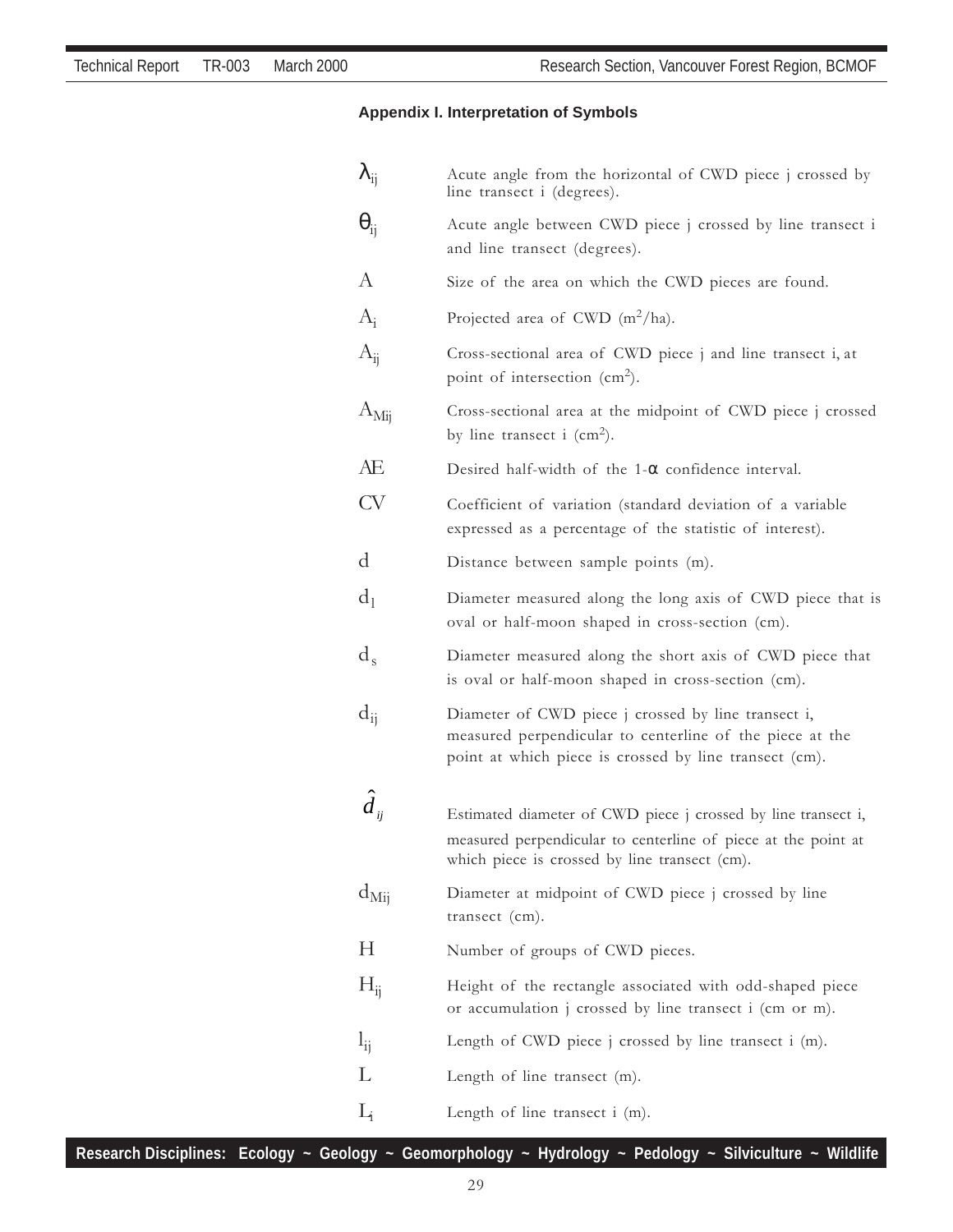### Appendix I. Interpretation of Symbols

| Symbol | Interpretation |
|---|---|
| $\lambda_{ij}$ | Acute angle from the horizontal of CWD piece j crossed by line transect i (degrees). |
| $\theta_{ij}$ | Acute angle between CWD piece j crossed by line transect i and line transect (degrees). |
| $A$ | Size of the area on which the CWD pieces are found. |
| $A_i$ | Projected area of CWD ($m^2$/ha). |
| $A_{ij}$ | Cross-sectional area of CWD piece j and line transect i, at point of intersection ($cm^2$). |
| $A_{Mij}$ | Cross-sectional area at the midpoint of CWD piece j crossed by line transect i ($cm^2$). |
| $AE$ | Desired half-width of the 1-$\alpha$ confidence interval. |
| $CV$ | Coefficient of variation (standard deviation of a variable expressed as a percentage of the statistic of interest). |
| $d$ | Distance between sample points (m). |
| $d_l$ | Diameter measured along the long axis of CWD piece that is oval or half-moon shaped in cross-section (cm). |
| $d_s$ | Diameter measured along the short axis of CWD piece that is oval or half-moon shaped in cross-section (cm). |
| $d_{ij}$ | Diameter of CWD piece j crossed by line transect i, measured perpendicular to centerline of the piece at the point at which piece is crossed by line transect (cm). |
| $\hat{d}_{ij}$ | Estimated diameter of CWD piece j crossed by line transect i, measured perpendicular to centerline of piece at the point at which piece is crossed by line transect (cm). |
| $d_{Mij}$ | Diameter at midpoint of CWD piece j crossed by line transect (cm). |
| $H$ | Number of groups of CWD pieces. |
| $H_{ij}$ | Height of the rectangle associated with odd-shaped piece or accumulation j crossed by line transect i (cm or m). |
| $l_{ij}$ | Length of CWD piece j crossed by line transect i (m). |
| $L$ | Length of line transect (m). |
| $L_i$ | Length of line transect i (m). |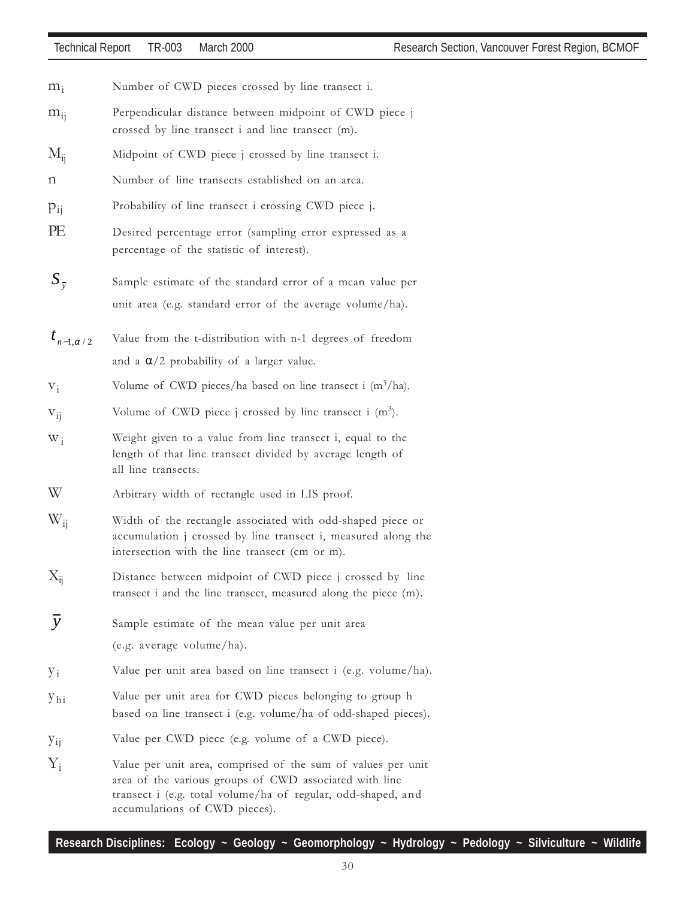| | |
|---|---|
| $m_i$ | Number of CWD pieces crossed by line transect i. |
| $m_{ij}$ | Perpendicular distance between midpoint of CWD piece j crossed by line transect i and line transect (m). |
| $M_{ij}$ | Midpoint of CWD piece j crossed by line transect i. |
| $n$ | Number of line transects established on an area. |
| $p_{ij}$ | Probability of line transect i crossing CWD piece j. |
| PE | Desired percentage error (sampling error expressed as a percentage of the statistic of interest). |
| $S_{\bar{y}}$ | Sample estimate of the standard error of a mean value per unit area (e.g. standard error of the average volume/ha). |
| $t_{n-1,\alpha/2}$ | Value from the t-distribution with n-1 degrees of freedom and a $\alpha/2$ probability of a larger value. |
| $v_i$ | Volume of CWD pieces/ha based on line transect i ($m^3$/ha). |
| $v_{ij}$ | Volume of CWD piece j crossed by line transect i ($m^3$). |
| $w_i$ | Weight given to a value from line transect i, equal to the length of that line transect divided by average length of all line transects. |
| $W$ | Arbitrary width of rectangle used in LIS proof. |
| $W_{ij}$ | Width of the rectangle associated with odd-shaped piece or accumulation j crossed by line transect i, measured along the intersection with the line transect (cm or m). |
| $X_{ij}$ | Distance between midpoint of CWD piece j crossed by line transect i and the line transect, measured along the piece (m). |
| $\bar{y}$ | Sample estimate of the mean value per unit area (e.g. average volume/ha). |
| $y_i$ | Value per unit area based on line transect i (e.g. volume/ha). |
| $y_{hi}$ | Value per unit area for CWD pieces belonging to group h based on line transect i (e.g. volume/ha of odd-shaped pieces). |
| $y_{ij}$ | Value per CWD piece (e.g. volume of a CWD piece). |
| $Y_i$ | Value per unit area, comprised of the sum of values per unit area of the various groups of CWD associated with line transect i (e.g. total volume/ha of regular, odd-shaped, and accumulations of CWD pieces). |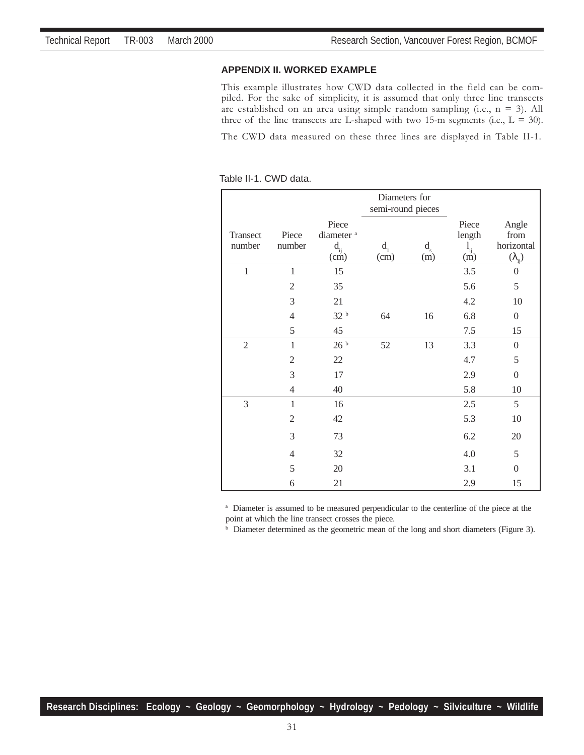## APPENDIX II. WORKED EXAMPLE

This example illustrates how CWD data collected in the field can be compiled. For the sake of simplicity, it is assumed that only three line transects are established on an area using simple random sampling (i.e., n = 3). All three of the line transects are L-shaped with two 15-m segments (i.e., L = 30).

The CWD data measured on these three lines are displayed in Table II-1.

Table II-1. CWD data.

| | | | Diameters for semi-round pieces | | | |
|---|---|---|---|---|---|---|
| Transect number | Piece number | Piece diameter [a] $d_{ij}$ (cm) | $d_l$ (cm) | $d_s$ (m) | Piece length $l_{ij}$ (m) | Angle from horizontal ($\lambda_{ij}$) |
| 1 | 1 | 15 | | | 3.5 | 0 |
| | 2 | 35 | | | 5.6 | 5 |
| | 3 | 21 | | | 4.2 | 10 |
| | 4 | 32 [b] | 64 | 16 | 6.8 | 0 |
| | 5 | 45 | | | 7.5 | 15 |
| 2 | 1 | 26 [b] | 52 | 13 | 3.3 | 0 |
| | 2 | 22 | | | 4.7 | 5 |
| | 3 | 17 | | | 2.9 | 0 |
| | 4 | 40 | | | 5.8 | 10 |
| 3 | 1 | 16 | | | 2.5 | 5 |
| | 2 | 42 | | | 5.3 | 10 |
| | 3 | 73 | | | 6.2 | 20 |
| | 4 | 32 | | | 4.0 | 5 |
| | 5 | 20 | | | 3.1 | 0 |
| | 6 | 21 | | | 2.9 | 15 |

[a] Diameter is assumed to be measured perpendicular to the centerline of the piece at the point at which the line transect crosses the piece.
[b] Diameter determined as the geometric mean of the long and short diameters (Figure 3).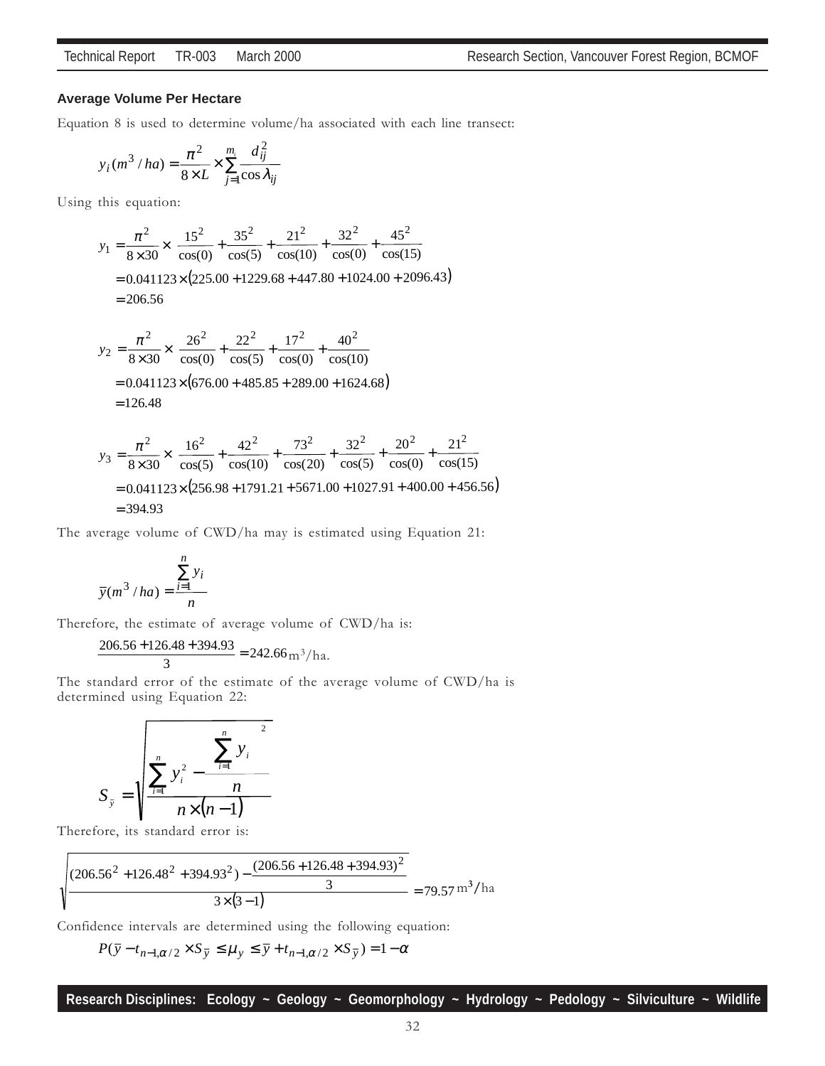### Average Volume Per Hectare

Equation 8 is used to determine volume/ha associated with each line transect:

$$y_i(m^3/ha) = \frac{\pi^2}{8 \times L} \times \sum_{j=1}^{m_i} \frac{d_{ij}^2}{\cos \lambda_{ij}}$$

Using this equation:

$$
\begin{aligned}
y_1 &= \frac{\pi^2}{8 \times 30} \times \left( \frac{15^2}{\cos(0)} + \frac{35^2}{\cos(5)} + \frac{21^2}{\cos(10)} + \frac{32^2}{\cos(0)} + \frac{45^2}{\cos(15)} \right) \\
&= 0.041123 \times (225.00 + 1229.68 + 447.80 + 1024.00 + 2096.43) \\
&= 206.56
\end{aligned}
$$

$$
\begin{aligned}
y_2 &= \frac{\pi^2}{8 \times 30} \times \left( \frac{26^2}{\cos(0)} + \frac{22^2}{\cos(5)} + \frac{17^2}{\cos(0)} + \frac{40^2}{\cos(10)} \right) \\
&= 0.041123 \times (676.00 + 485.85 + 289.00 + 1624.68) \\
&= 126.48
\end{aligned}
$$

$$
\begin{aligned}
y_3 &= \frac{\pi^2}{8 \times 30} \times \left( \frac{16^2}{\cos(5)} + \frac{42^2}{\cos(10)} + \frac{73^2}{\cos(20)} + \frac{32^2}{\cos(5)} + \frac{20^2}{\cos(0)} + \frac{21^2}{\cos(15)} \right) \\
&= 0.041123 \times (256.98 + 1791.21 + 5671.00 + 1027.91 + 400.00 + 456.56) \\
&= 394.93
\end{aligned}
$$

The average volume of CWD/ha may is estimated using Equation 21:

$$\bar{y}(m^3/ha) = \frac{\sum_{i=1}^{n} y_i}{n}$$

Therefore, the estimate of average volume of CWD/ha is:

$$\frac{206.56 + 126.48 + 394.93}{3} = 242.66 \text{ m}^3/\text{ha}.$$

The standard error of the estimate of the average volume of CWD/ha is determined using Equation 22:

$$S_{\bar{y}} = \sqrt{\frac{\sum_{i=1}^{n} y_i^2 - \frac{\left(\sum_{i=1}^{n} y_i\right)^2}{n}}{n \times (n-1)}}$$

Therefore, its standard error is:

$$\sqrt{\frac{(206.56^2 + 126.48^2 + 394.93^2) - \frac{(206.56 + 126.48 + 394.93)^2}{3}}{3 \times (3-1)}} = 79.57 \text{ m}^3/\text{ha}$$

Confidence intervals are determined using the following equation:

$$P(\bar{y} - t_{n-1,\alpha/2} \times S_{\bar{y}} \leq \mu_y \leq \bar{y} + t_{n-1,\alpha/2} \times S_{\bar{y}}) = 1 - \alpha$$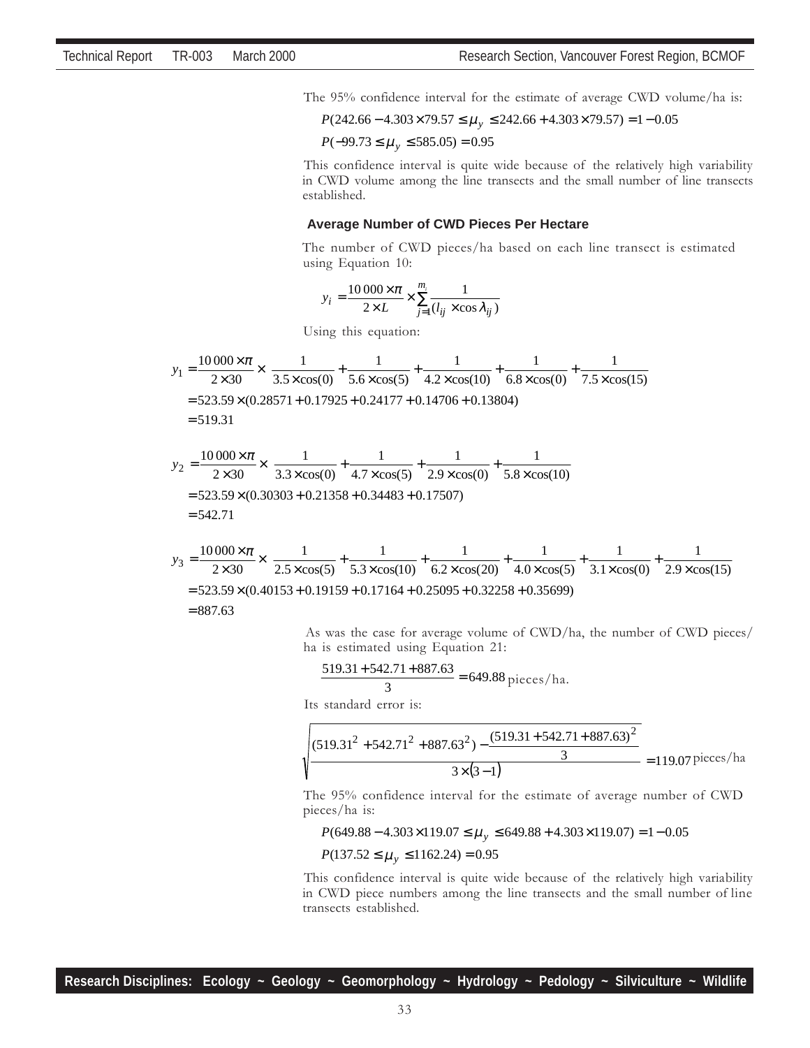The 95% confidence interval for the estimate of average CWD volume/ha is:

$$P(242.66 - 4.303 \times 79.57 \le \mu_y \le 242.66 + 4.303 \times 79.57) = 1 - 0.05$$

$$P(-99.73 \le \mu_y \le 585.05) = 0.95$$

This confidence interval is quite wide because of the relatively high variability in CWD volume among the line transects and the small number of line transects established.

### Average Number of CWD Pieces Per Hectare

The number of CWD pieces/ha based on each line transect is estimated using Equation 10:

$$y_i = \frac{10\,000 \times \pi}{2 \times L} \times \sum_{j=1}^{m_i} \frac{1}{(l_{ij} \times \cos \lambda_{ij})}$$

Using this equation:

$$y_1 = \frac{10\,000 \times \pi}{2 \times 30} \times \left( \frac{1}{3.5 \times \cos(0)} + \frac{1}{5.6 \times \cos(5)} + \frac{1}{4.2 \times \cos(10)} + \frac{1}{6.8 \times \cos(0)} + \frac{1}{7.5 \times \cos(15)} \right)$$
$$= 523.59 \times (0.28571 + 0.17925 + 0.24177 + 0.14706 + 0.13804)$$
$$= 519.31$$

$$y_2 = \frac{10\,000 \times \pi}{2 \times 30} \times \left( \frac{1}{3.3 \times \cos(0)} + \frac{1}{4.7 \times \cos(5)} + \frac{1}{2.9 \times \cos(0)} + \frac{1}{5.8 \times \cos(10)} \right)$$
$$= 523.59 \times (0.30303 + 0.21358 + 0.34483 + 0.17507)$$
$$= 542.71$$

$$y_3 = \frac{10\,000 \times \pi}{2 \times 30} \times \left( \frac{1}{2.5 \times \cos(5)} + \frac{1}{5.3 \times \cos(10)} + \frac{1}{6.2 \times \cos(20)} + \frac{1}{4.0 \times \cos(5)} + \frac{1}{3.1 \times \cos(0)} + \frac{1}{2.9 \times \cos(15)} \right)$$
$$= 523.59 \times (0.40153 + 0.19159 + 0.17164 + 0.25095 + 0.32258 + 0.35699)$$
$$= 887.63$$

As was the case for average volume of CWD/ha, the number of CWD pieces/ha is estimated using Equation 21:

$$\frac{519.31 + 542.71 + 887.63}{3} = 649.88 \text{ pieces/ha.}$$

Its standard error is:

$$\sqrt{\frac{(519.31^2 + 542.71^2 + 887.63^2) - \frac{(519.31 + 542.71 + 887.63)^2}{3}}{3 \times (3-1)}} = 119.07 \text{ pieces/ha}$$

The 95% confidence interval for the estimate of average number of CWD pieces/ha is:

$$P(649.88 - 4.303 \times 119.07 \le \mu_y \le 649.88 + 4.303 \times 119.07) = 1 - 0.05$$

$$P(137.52 \le \mu_y \le 1162.24) = 0.95$$

This confidence interval is quite wide because of the relatively high variability in CWD piece numbers among the line transects and the small number of line transects established.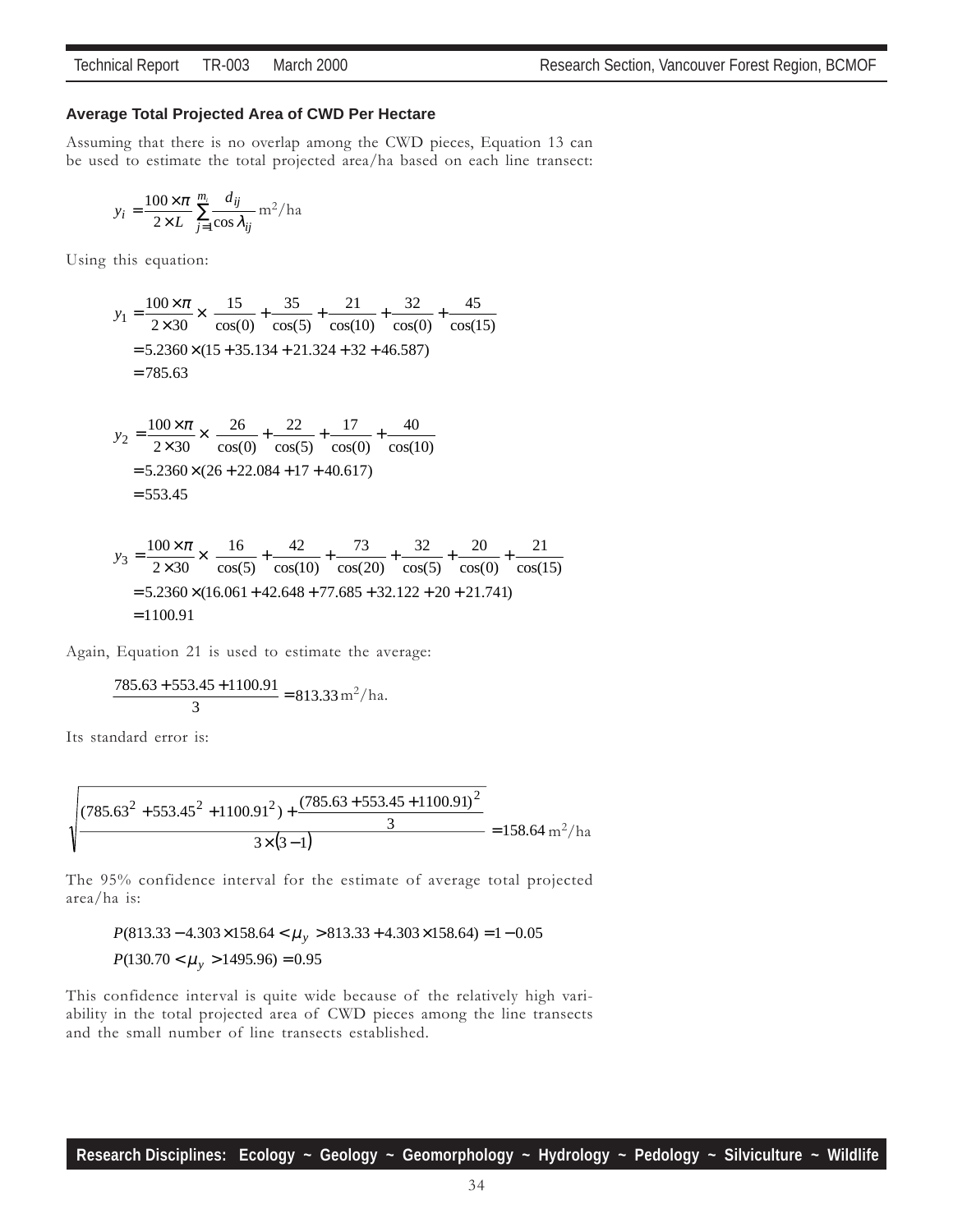### Average Total Projected Area of CWD Per Hectare

Assuming that there is no overlap among the CWD pieces, Equation 13 can be used to estimate the total projected area/ha based on each line transect:

$$y_i = \frac{100 \times \pi}{2 \times L} \sum_{j=1}^{m_i} \frac{d_{ij}}{\cos \lambda_{ij}} \text{ m}^2/\text{ha}$$

Using this equation:

$$\begin{aligned} y_1 &= \frac{100 \times \pi}{2 \times 30} \times \left( \frac{15}{\cos(0)} + \frac{35}{\cos(5)} + \frac{21}{\cos(10)} + \frac{32}{\cos(0)} + \frac{45}{\cos(15)} \right) \\ &= 5.2360 \times (15 + 35.134 + 21.324 + 32 + 46.587) \\ &= 785.63 \end{aligned}$$

$$\begin{aligned} y_2 &= \frac{100 \times \pi}{2 \times 30} \times \left( \frac{26}{\cos(0)} + \frac{22}{\cos(5)} + \frac{17}{\cos(0)} + \frac{40}{\cos(10)} \right) \\ &= 5.2360 \times (26 + 22.084 + 17 + 40.617) \\ &= 553.45 \end{aligned}$$

$$\begin{aligned} y_3 &= \frac{100 \times \pi}{2 \times 30} \times \left( \frac{16}{\cos(5)} + \frac{42}{\cos(10)} + \frac{73}{\cos(20)} + \frac{32}{\cos(5)} + \frac{20}{\cos(0)} + \frac{21}{\cos(15)} \right) \\ &= 5.2360 \times (16.061 + 42.648 + 77.685 + 32.122 + 20 + 21.741) \\ &= 1100.91 \end{aligned}$$

Again, Equation 21 is used to estimate the average:

$$\frac{785.63 + 553.45 + 1100.91}{3} = 813.33 \text{ m}^2/\text{ha}.$$

Its standard error is:

$$\sqrt{\frac{(785.63^2 + 553.45^2 + 1100.91^2) + \frac{(785.63 + 553.45 + 1100.91)^2}{3}}{3 \times (3-1)}} = 158.64 \text{ m}^2/\text{ha}$$

The 95% confidence interval for the estimate of average total projected area/ha is:

$$P(813.33 - 4.303 \times 158.64 < \mu_y > 813.33 + 4.303 \times 158.64) = 1 - 0.05$$

$$P(130.70 < \mu_y > 1495.96) = 0.95$$

This confidence interval is quite wide because of the relatively high variability in the total projected area of CWD pieces among the line transects and the small number of line transects established.